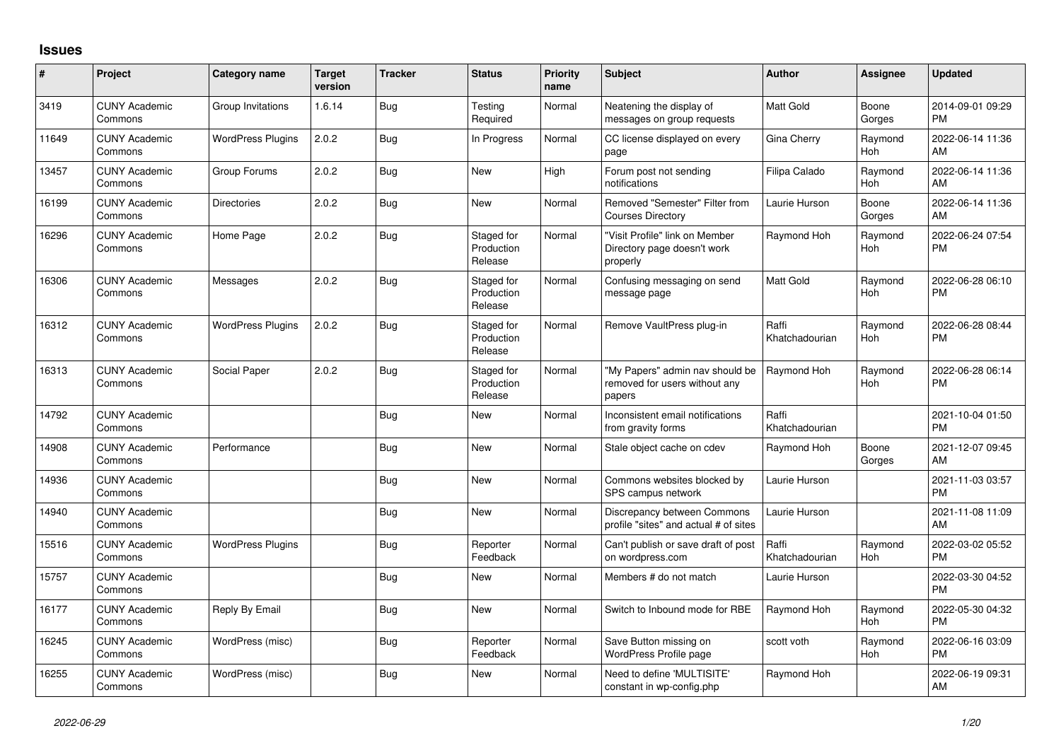## Issues

| # | Project | Category name | Target version | Tracker | Status | Priority name | Subject | Author | Assignee | Updated |
|---|---|---|---|---|---|---|---|---|---|---|
| 3419 | CUNY Academic Commons | Group Invitations | 1.6.14 | Bug | Testing Required | Normal | Neatening the display of messages on group requests | Matt Gold | Boone Gorges | 2014-09-01 09:29 PM |
| 11649 | CUNY Academic Commons | WordPress Plugins | 2.0.2 | Bug | In Progress | Normal | CC license displayed on every page | Gina Cherry | Raymond Hoh | 2022-06-14 11:36 AM |
| 13457 | CUNY Academic Commons | Group Forums | 2.0.2 | Bug | New | High | Forum post not sending notifications | Filipa Calado | Raymond Hoh | 2022-06-14 11:36 AM |
| 16199 | CUNY Academic Commons | Directories | 2.0.2 | Bug | New | Normal | Removed "Semester" Filter from Courses Directory | Laurie Hurson | Boone Gorges | 2022-06-14 11:36 AM |
| 16296 | CUNY Academic Commons | Home Page | 2.0.2 | Bug | Staged for Production Release | Normal | "Visit Profile" link on Member Directory page doesn't work properly | Raymond Hoh | Raymond Hoh | 2022-06-24 07:54 PM |
| 16306 | CUNY Academic Commons | Messages | 2.0.2 | Bug | Staged for Production Release | Normal | Confusing messaging on send message page | Matt Gold | Raymond Hoh | 2022-06-28 06:10 PM |
| 16312 | CUNY Academic Commons | WordPress Plugins | 2.0.2 | Bug | Staged for Production Release | Normal | Remove VaultPress plug-in | Raffi Khatchadourian | Raymond Hoh | 2022-06-28 08:44 PM |
| 16313 | CUNY Academic Commons | Social Paper | 2.0.2 | Bug | Staged for Production Release | Normal | "My Papers" admin nav should be removed for users without any papers | Raymond Hoh | Raymond Hoh | 2022-06-28 06:14 PM |
| 14792 | CUNY Academic Commons | | | Bug | New | Normal | Inconsistent email notifications from gravity forms | Raffi Khatchadourian | | 2021-10-04 01:50 PM |
| 14908 | CUNY Academic Commons | Performance | | Bug | New | Normal | Stale object cache on cdev | Raymond Hoh | Boone Gorges | 2021-12-07 09:45 AM |
| 14936 | CUNY Academic Commons | | | Bug | New | Normal | Commons websites blocked by SPS campus network | Laurie Hurson | | 2021-11-03 03:57 PM |
| 14940 | CUNY Academic Commons | | | Bug | New | Normal | Discrepancy between Commons profile "sites" and actual # of sites | Laurie Hurson | | 2021-11-08 11:09 AM |
| 15516 | CUNY Academic Commons | WordPress Plugins | | Bug | Reporter Feedback | Normal | Can't publish or save draft of post on wordpress.com | Raffi Khatchadourian | Raymond Hoh | 2022-03-02 05:52 PM |
| 15757 | CUNY Academic Commons | | | Bug | New | Normal | Members # do not match | Laurie Hurson | | 2022-03-30 04:52 PM |
| 16177 | CUNY Academic Commons | Reply By Email | | Bug | New | Normal | Switch to Inbound mode for RBE | Raymond Hoh | Raymond Hoh | 2022-05-30 04:32 PM |
| 16245 | CUNY Academic Commons | WordPress (misc) | | Bug | Reporter Feedback | Normal | Save Button missing on WordPress Profile page | scott voth | Raymond Hoh | 2022-06-16 03:09 PM |
| 16255 | CUNY Academic Commons | WordPress (misc) | | Bug | New | Normal | Need to define 'MULTISITE' constant in wp-config.php | Raymond Hoh | | 2022-06-19 09:31 AM |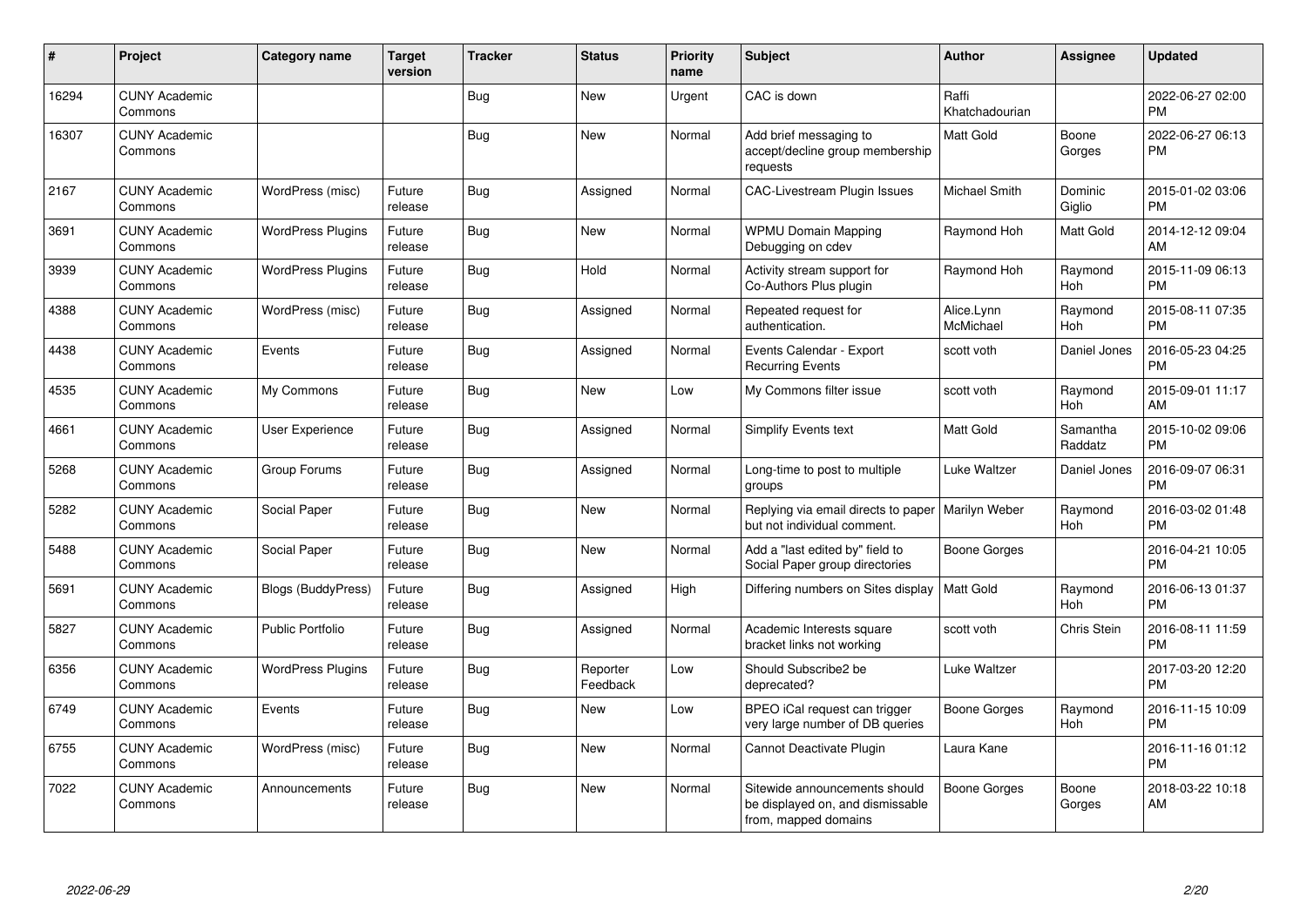| # | Project | Category name | Target version | Tracker | Status | Priority name | Subject | Author | Assignee | Updated |
|---|---|---|---|---|---|---|---|---|---|---|
| 16294 | CUNY Academic Commons | | | Bug | New | Urgent | CAC is down | Raffi Khatchadourian | | 2022-06-27 02:00 PM |
| 16307 | CUNY Academic Commons | | | Bug | New | Normal | Add brief messaging to accept/decline group membership requests | Matt Gold | Boone Gorges | 2022-06-27 06:13 PM |
| 2167 | CUNY Academic Commons | WordPress (misc) | Future release | Bug | Assigned | Normal | CAC-Livestream Plugin Issues | Michael Smith | Dominic Giglio | 2015-01-02 03:06 PM |
| 3691 | CUNY Academic Commons | WordPress Plugins | Future release | Bug | New | Normal | WPMU Domain Mapping Debugging on cdev | Raymond Hoh | Matt Gold | 2014-12-12 09:04 AM |
| 3939 | CUNY Academic Commons | WordPress Plugins | Future release | Bug | Hold | Normal | Activity stream support for Co-Authors Plus plugin | Raymond Hoh | Raymond Hoh | 2015-11-09 06:13 PM |
| 4388 | CUNY Academic Commons | WordPress (misc) | Future release | Bug | Assigned | Normal | Repeated request for authentication. | Alice.Lynn McMichael | Raymond Hoh | 2015-08-11 07:35 PM |
| 4438 | CUNY Academic Commons | Events | Future release | Bug | Assigned | Normal | Events Calendar - Export Recurring Events | scott voth | Daniel Jones | 2016-05-23 04:25 PM |
| 4535 | CUNY Academic Commons | My Commons | Future release | Bug | New | Low | My Commons filter issue | scott voth | Raymond Hoh | 2015-09-01 11:17 AM |
| 4661 | CUNY Academic Commons | User Experience | Future release | Bug | Assigned | Normal | Simplify Events text | Matt Gold | Samantha Raddatz | 2015-10-02 09:06 PM |
| 5268 | CUNY Academic Commons | Group Forums | Future release | Bug | Assigned | Normal | Long-time to post to multiple groups | Luke Waltzer | Daniel Jones | 2016-09-07 06:31 PM |
| 5282 | CUNY Academic Commons | Social Paper | Future release | Bug | New | Normal | Replying via email directs to paper but not individual comment. | Marilyn Weber | Raymond Hoh | 2016-03-02 01:48 PM |
| 5488 | CUNY Academic Commons | Social Paper | Future release | Bug | New | Normal | Add a "last edited by" field to Social Paper group directories | Boone Gorges | | 2016-04-21 10:05 PM |
| 5691 | CUNY Academic Commons | Blogs (BuddyPress) | Future release | Bug | Assigned | High | Differing numbers on Sites display | Matt Gold | Raymond Hoh | 2016-06-13 01:37 PM |
| 5827 | CUNY Academic Commons | Public Portfolio | Future release | Bug | Assigned | Normal | Academic Interests square bracket links not working | scott voth | Chris Stein | 2016-08-11 11:59 PM |
| 6356 | CUNY Academic Commons | WordPress Plugins | Future release | Bug | Reporter Feedback | Low | Should Subscribe2 be deprecated? | Luke Waltzer | | 2017-03-20 12:20 PM |
| 6749 | CUNY Academic Commons | Events | Future release | Bug | New | Low | BPEO iCal request can trigger very large number of DB queries | Boone Gorges | Raymond Hoh | 2016-11-15 10:09 PM |
| 6755 | CUNY Academic Commons | WordPress (misc) | Future release | Bug | New | Normal | Cannot Deactivate Plugin | Laura Kane | | 2016-11-16 01:12 PM |
| 7022 | CUNY Academic Commons | Announcements | Future release | Bug | New | Normal | Sitewide announcements should be displayed on, and dismissable from, mapped domains | Boone Gorges | Boone Gorges | 2018-03-22 10:18 AM |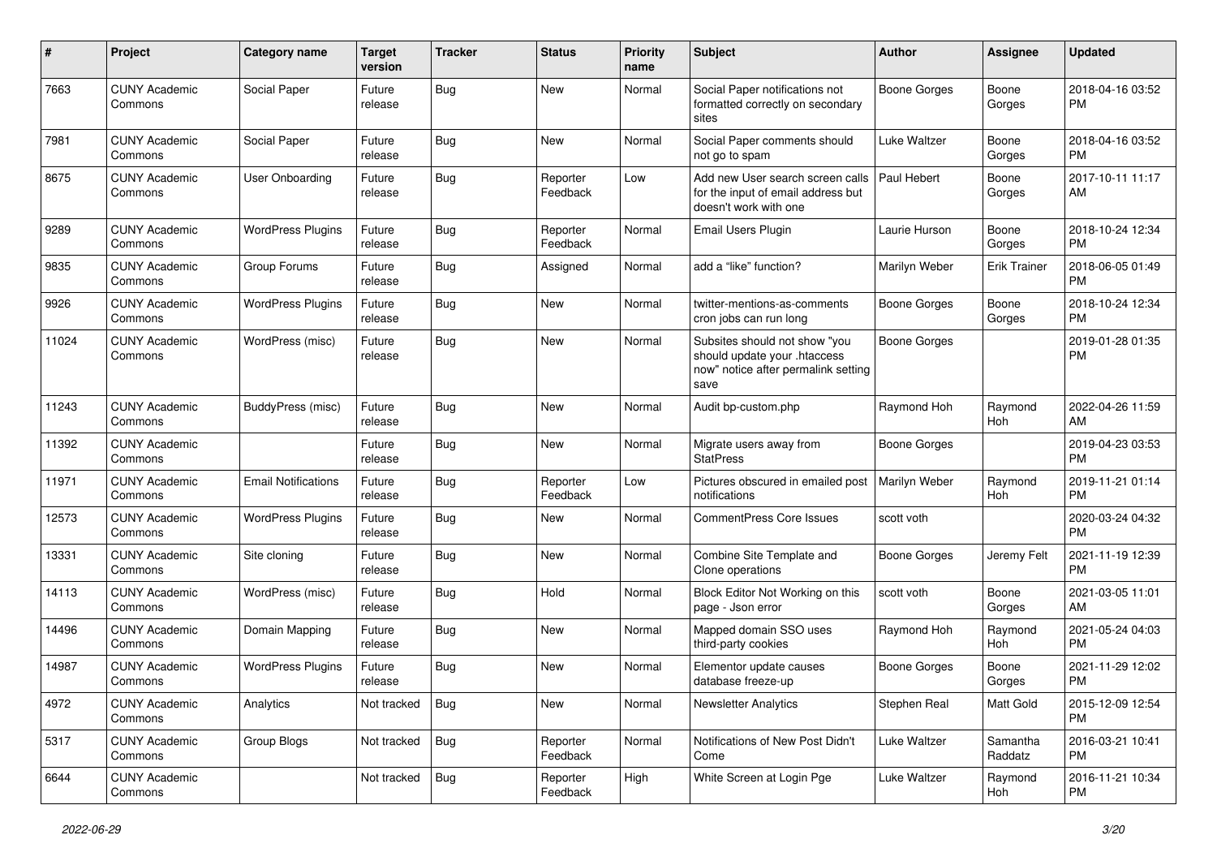| # | Project | Category name | Target version | Tracker | Status | Priority name | Subject | Author | Assignee | Updated |
|---|---|---|---|---|---|---|---|---|---|---|
| 7663 | CUNY Academic Commons | Social Paper | Future release | Bug | New | Normal | Social Paper notifications not formatted correctly on secondary sites | Boone Gorges | Boone Gorges | 2018-04-16 03:52 PM |
| 7981 | CUNY Academic Commons | Social Paper | Future release | Bug | New | Normal | Social Paper comments should not go to spam | Luke Waltzer | Boone Gorges | 2018-04-16 03:52 PM |
| 8675 | CUNY Academic Commons | User Onboarding | Future release | Bug | Reporter Feedback | Low | Add new User search screen calls for the input of email address but doesn't work with one | Paul Hebert | Boone Gorges | 2017-10-11 11:17 AM |
| 9289 | CUNY Academic Commons | WordPress Plugins | Future release | Bug | Reporter Feedback | Normal | Email Users Plugin | Laurie Hurson | Boone Gorges | 2018-10-24 12:34 PM |
| 9835 | CUNY Academic Commons | Group Forums | Future release | Bug | Assigned | Normal | add a "like" function? | Marilyn Weber | Erik Trainer | 2018-06-05 01:49 PM |
| 9926 | CUNY Academic Commons | WordPress Plugins | Future release | Bug | New | Normal | twitter-mentions-as-comments cron jobs can run long | Boone Gorges | Boone Gorges | 2018-10-24 12:34 PM |
| 11024 | CUNY Academic Commons | WordPress (misc) | Future release | Bug | New | Normal | Subsites should not show "you should update your .htaccess now" notice after permalink setting save | Boone Gorges | | 2019-01-28 01:35 PM |
| 11243 | CUNY Academic Commons | BuddyPress (misc) | Future release | Bug | New | Normal | Audit bp-custom.php | Raymond Hoh | Raymond Hoh | 2022-04-26 11:59 AM |
| 11392 | CUNY Academic Commons | | Future release | Bug | New | Normal | Migrate users away from StatPress | Boone Gorges | | 2019-04-23 03:53 PM |
| 11971 | CUNY Academic Commons | Email Notifications | Future release | Bug | Reporter Feedback | Low | Pictures obscured in emailed post notifications | Marilyn Weber | Raymond Hoh | 2019-11-21 01:14 PM |
| 12573 | CUNY Academic Commons | WordPress Plugins | Future release | Bug | New | Normal | CommentPress Core Issues | scott voth | | 2020-03-24 04:32 PM |
| 13331 | CUNY Academic Commons | Site cloning | Future release | Bug | New | Normal | Combine Site Template and Clone operations | Boone Gorges | Jeremy Felt | 2021-11-19 12:39 PM |
| 14113 | CUNY Academic Commons | WordPress (misc) | Future release | Bug | Hold | Normal | Block Editor Not Working on this page - Json error | scott voth | Boone Gorges | 2021-03-05 11:01 AM |
| 14496 | CUNY Academic Commons | Domain Mapping | Future release | Bug | New | Normal | Mapped domain SSO uses third-party cookies | Raymond Hoh | Raymond Hoh | 2021-05-24 04:03 PM |
| 14987 | CUNY Academic Commons | WordPress Plugins | Future release | Bug | New | Normal | Elementor update causes database freeze-up | Boone Gorges | Boone Gorges | 2021-11-29 12:02 PM |
| 4972 | CUNY Academic Commons | Analytics | Not tracked | Bug | New | Normal | Newsletter Analytics | Stephen Real | Matt Gold | 2015-12-09 12:54 PM |
| 5317 | CUNY Academic Commons | Group Blogs | Not tracked | Bug | Reporter Feedback | Normal | Notifications of New Post Didn't Come | Luke Waltzer | Samantha Raddatz | 2016-03-21 10:41 PM |
| 6644 | CUNY Academic Commons | | Not tracked | Bug | Reporter Feedback | High | White Screen at Login Pge | Luke Waltzer | Raymond Hoh | 2016-11-21 10:34 PM |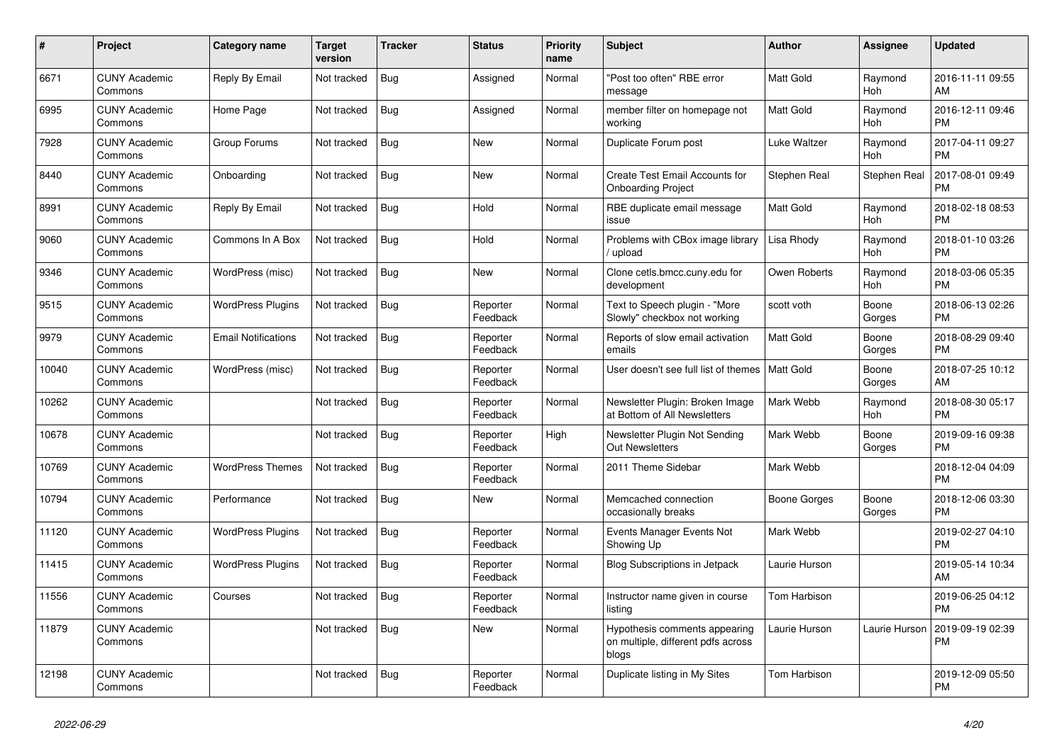| # | Project | Category name | Target version | Tracker | Status | Priority name | Subject | Author | Assignee | Updated |
|---|---|---|---|---|---|---|---|---|---|---|
| 6671 | CUNY Academic Commons | Reply By Email | Not tracked | Bug | Assigned | Normal | "Post too often" RBE error message | Matt Gold | Raymond Hoh | 2016-11-11 09:55 AM |
| 6995 | CUNY Academic Commons | Home Page | Not tracked | Bug | Assigned | Normal | member filter on homepage not working | Matt Gold | Raymond Hoh | 2016-12-11 09:46 PM |
| 7928 | CUNY Academic Commons | Group Forums | Not tracked | Bug | New | Normal | Duplicate Forum post | Luke Waltzer | Raymond Hoh | 2017-04-11 09:27 PM |
| 8440 | CUNY Academic Commons | Onboarding | Not tracked | Bug | New | Normal | Create Test Email Accounts for Onboarding Project | Stephen Real | Stephen Real | 2017-08-01 09:49 PM |
| 8991 | CUNY Academic Commons | Reply By Email | Not tracked | Bug | Hold | Normal | RBE duplicate email message issue | Matt Gold | Raymond Hoh | 2018-02-18 08:53 PM |
| 9060 | CUNY Academic Commons | Commons In A Box | Not tracked | Bug | Hold | Normal | Problems with CBox image library / upload | Lisa Rhody | Raymond Hoh | 2018-01-10 03:26 PM |
| 9346 | CUNY Academic Commons | WordPress (misc) | Not tracked | Bug | New | Normal | Clone cetls.bmcc.cuny.edu for development | Owen Roberts | Raymond Hoh | 2018-03-06 05:35 PM |
| 9515 | CUNY Academic Commons | WordPress Plugins | Not tracked | Bug | Reporter Feedback | Normal | Text to Speech plugin - "More Slowly" checkbox not working | scott voth | Boone Gorges | 2018-06-13 02:26 PM |
| 9979 | CUNY Academic Commons | Email Notifications | Not tracked | Bug | Reporter Feedback | Normal | Reports of slow email activation emails | Matt Gold | Boone Gorges | 2018-08-29 09:40 PM |
| 10040 | CUNY Academic Commons | WordPress (misc) | Not tracked | Bug | Reporter Feedback | Normal | User doesn't see full list of themes | Matt Gold | Boone Gorges | 2018-07-25 10:12 AM |
| 10262 | CUNY Academic Commons | | Not tracked | Bug | Reporter Feedback | Normal | Newsletter Plugin: Broken Image at Bottom of All Newsletters | Mark Webb | Raymond Hoh | 2018-08-30 05:17 PM |
| 10678 | CUNY Academic Commons | | Not tracked | Bug | Reporter Feedback | High | Newsletter Plugin Not Sending Out Newsletters | Mark Webb | Boone Gorges | 2019-09-16 09:38 PM |
| 10769 | CUNY Academic Commons | WordPress Themes | Not tracked | Bug | Reporter Feedback | Normal | 2011 Theme Sidebar | Mark Webb | | 2018-12-04 04:09 PM |
| 10794 | CUNY Academic Commons | Performance | Not tracked | Bug | New | Normal | Memcached connection occasionally breaks | Boone Gorges | Boone Gorges | 2018-12-06 03:30 PM |
| 11120 | CUNY Academic Commons | WordPress Plugins | Not tracked | Bug | Reporter Feedback | Normal | Events Manager Events Not Showing Up | Mark Webb | | 2019-02-27 04:10 PM |
| 11415 | CUNY Academic Commons | WordPress Plugins | Not tracked | Bug | Reporter Feedback | Normal | Blog Subscriptions in Jetpack | Laurie Hurson | | 2019-05-14 10:34 AM |
| 11556 | CUNY Academic Commons | Courses | Not tracked | Bug | Reporter Feedback | Normal | Instructor name given in course listing | Tom Harbison | | 2019-06-25 04:12 PM |
| 11879 | CUNY Academic Commons | | Not tracked | Bug | New | Normal | Hypothesis comments appearing on multiple, different pdfs across blogs | Laurie Hurson | Laurie Hurson | 2019-09-19 02:39 PM |
| 12198 | CUNY Academic Commons | | Not tracked | Bug | Reporter Feedback | Normal | Duplicate listing in My Sites | Tom Harbison | | 2019-12-09 05:50 PM |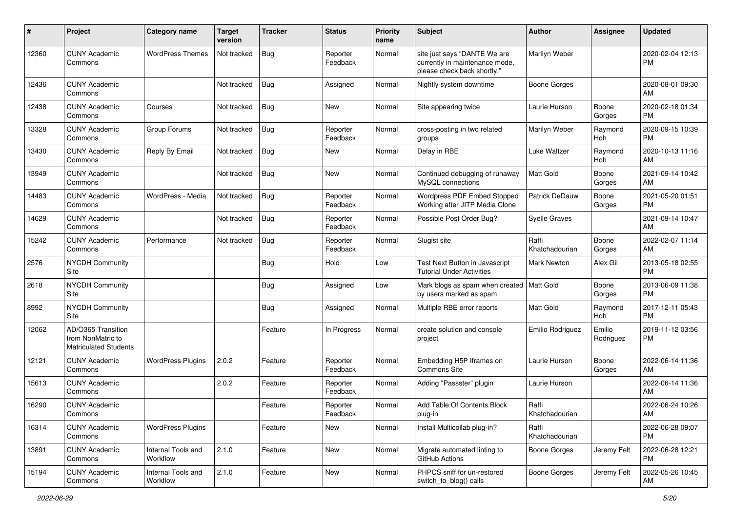| # | Project | Category name | Target version | Tracker | Status | Priority name | Subject | Author | Assignee | Updated |
|---|---|---|---|---|---|---|---|---|---|---|
| 12360 | CUNY Academic Commons | WordPress Themes | Not tracked | Bug | Reporter Feedback | Normal | site just says "DANTE We are currently in maintenance mode, please check back shortly." | Marilyn Weber | | 2020-02-04 12:13 PM |
| 12436 | CUNY Academic Commons | | Not tracked | Bug | Assigned | Normal | Nightly system downtime | Boone Gorges | | 2020-08-01 09:30 AM |
| 12438 | CUNY Academic Commons | Courses | Not tracked | Bug | New | Normal | Site appearing twice | Laurie Hurson | Boone Gorges | 2020-02-18 01:34 PM |
| 13328 | CUNY Academic Commons | Group Forums | Not tracked | Bug | Reporter Feedback | Normal | cross-posting in two related groups | Marilyn Weber | Raymond Hoh | 2020-09-15 10:39 PM |
| 13430 | CUNY Academic Commons | Reply By Email | Not tracked | Bug | New | Normal | Delay in RBE | Luke Waltzer | Raymond Hoh | 2020-10-13 11:16 AM |
| 13949 | CUNY Academic Commons | | Not tracked | Bug | New | Normal | Continued debugging of runaway MySQL connections | Matt Gold | Boone Gorges | 2021-09-14 10:42 AM |
| 14483 | CUNY Academic Commons | WordPress - Media | Not tracked | Bug | Reporter Feedback | Normal | Wordpress PDF Embed Stopped Working after JITP Media Clone | Patrick DeDauw | Boone Gorges | 2021-05-20 01:51 PM |
| 14629 | CUNY Academic Commons | | Not tracked | Bug | Reporter Feedback | Normal | Possible Post Order Bug? | Syelle Graves | | 2021-09-14 10:47 AM |
| 15242 | CUNY Academic Commons | Performance | Not tracked | Bug | Reporter Feedback | Normal | Slugist site | Raffi Khatchadourian | Boone Gorges | 2022-02-07 11:14 AM |
| 2576 | NYCDH Community Site | | | Bug | Hold | Low | Test Next Button in Javascript Tutorial Under Activities | Mark Newton | Alex Gil | 2013-05-18 02:55 PM |
| 2618 | NYCDH Community Site | | | Bug | Assigned | Low | Mark blogs as spam when created by users marked as spam | Matt Gold | Boone Gorges | 2013-06-09 11:38 PM |
| 8992 | NYCDH Community Site | | | Bug | Assigned | Normal | Multiple RBE error reports | Matt Gold | Raymond Hoh | 2017-12-11 05:43 PM |
| 12062 | AD/O365 Transition from NonMatric to Matriculated Students | | | Feature | In Progress | Normal | create solution and console project | Emilio Rodriguez | Emilio Rodriguez | 2019-11-12 03:56 PM |
| 12121 | CUNY Academic Commons | WordPress Plugins | 2.0.2 | Feature | Reporter Feedback | Normal | Embedding H5P Iframes on Commons Site | Laurie Hurson | Boone Gorges | 2022-06-14 11:36 AM |
| 15613 | CUNY Academic Commons | | 2.0.2 | Feature | Reporter Feedback | Normal | Adding "Passster" plugin | Laurie Hurson | | 2022-06-14 11:36 AM |
| 16290 | CUNY Academic Commons | | | Feature | Reporter Feedback | Normal | Add Table Of Contents Block plug-in | Raffi Khatchadourian | | 2022-06-24 10:26 AM |
| 16314 | CUNY Academic Commons | WordPress Plugins | | Feature | New | Normal | Install Multicollab plug-in? | Raffi Khatchadourian | | 2022-06-28 09:07 PM |
| 13891 | CUNY Academic Commons | Internal Tools and Workflow | 2.1.0 | Feature | New | Normal | Migrate automated linting to GitHub Actions | Boone Gorges | Jeremy Felt | 2022-06-28 12:21 PM |
| 15194 | CUNY Academic Commons | Internal Tools and Workflow | 2.1.0 | Feature | New | Normal | PHPCS sniff for un-restored switch_to_blog() calls | Boone Gorges | Jeremy Felt | 2022-05-26 10:45 AM |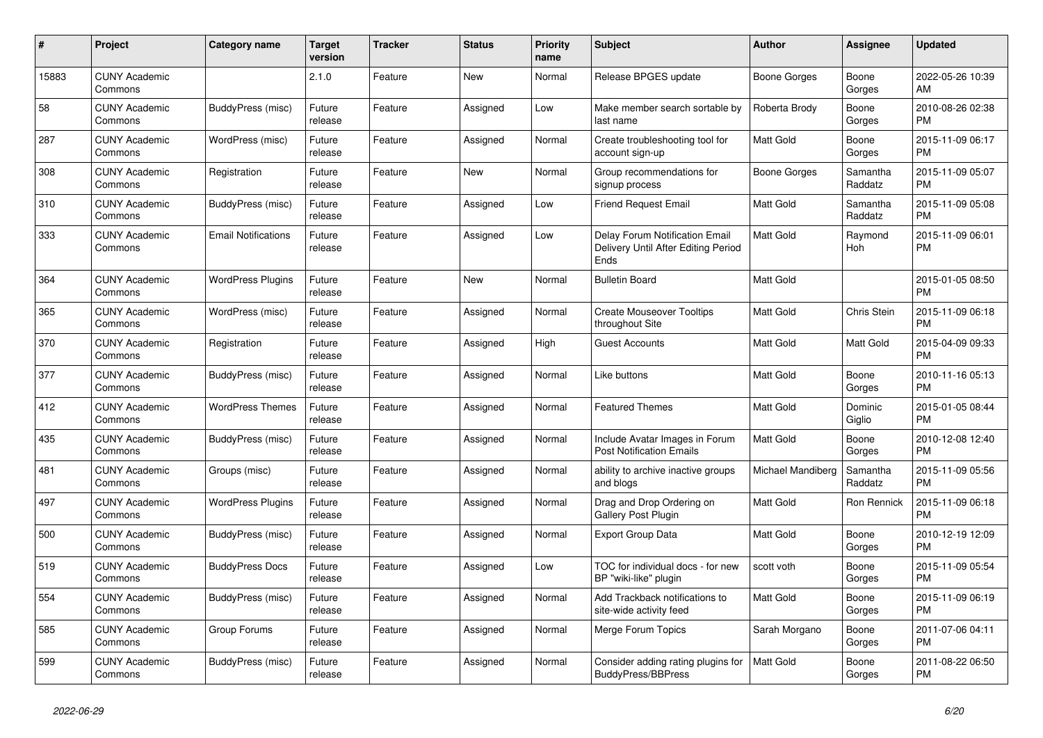| # | Project | Category name | Target version | Tracker | Status | Priority name | Subject | Author | Assignee | Updated |
|---|---|---|---|---|---|---|---|---|---|---|
| 15883 | CUNY Academic Commons | | 2.1.0 | Feature | New | Normal | Release BPGES update | Boone Gorges | Boone Gorges | 2022-05-26 10:39 AM |
| 58 | CUNY Academic Commons | BuddyPress (misc) | Future release | Feature | Assigned | Low | Make member search sortable by last name | Roberta Brody | Boone Gorges | 2010-08-26 02:38 PM |
| 287 | CUNY Academic Commons | WordPress (misc) | Future release | Feature | Assigned | Normal | Create troubleshooting tool for account sign-up | Matt Gold | Boone Gorges | 2015-11-09 06:17 PM |
| 308 | CUNY Academic Commons | Registration | Future release | Feature | New | Normal | Group recommendations for signup process | Boone Gorges | Samantha Raddatz | 2015-11-09 05:07 PM |
| 310 | CUNY Academic Commons | BuddyPress (misc) | Future release | Feature | Assigned | Low | Friend Request Email | Matt Gold | Samantha Raddatz | 2015-11-09 05:08 PM |
| 333 | CUNY Academic Commons | Email Notifications | Future release | Feature | Assigned | Low | Delay Forum Notification Email Delivery Until After Editing Period Ends | Matt Gold | Raymond Hoh | 2015-11-09 06:01 PM |
| 364 | CUNY Academic Commons | WordPress Plugins | Future release | Feature | New | Normal | Bulletin Board | Matt Gold | | 2015-01-05 08:50 PM |
| 365 | CUNY Academic Commons | WordPress (misc) | Future release | Feature | Assigned | Normal | Create Mouseover Tooltips throughout Site | Matt Gold | Chris Stein | 2015-11-09 06:18 PM |
| 370 | CUNY Academic Commons | Registration | Future release | Feature | Assigned | High | Guest Accounts | Matt Gold | Matt Gold | 2015-04-09 09:33 PM |
| 377 | CUNY Academic Commons | BuddyPress (misc) | Future release | Feature | Assigned | Normal | Like buttons | Matt Gold | Boone Gorges | 2010-11-16 05:13 PM |
| 412 | CUNY Academic Commons | WordPress Themes | Future release | Feature | Assigned | Normal | Featured Themes | Matt Gold | Dominic Giglio | 2015-01-05 08:44 PM |
| 435 | CUNY Academic Commons | BuddyPress (misc) | Future release | Feature | Assigned | Normal | Include Avatar Images in Forum Post Notification Emails | Matt Gold | Boone Gorges | 2010-12-08 12:40 PM |
| 481 | CUNY Academic Commons | Groups (misc) | Future release | Feature | Assigned | Normal | ability to archive inactive groups and blogs | Michael Mandiberg | Samantha Raddatz | 2015-11-09 05:56 PM |
| 497 | CUNY Academic Commons | WordPress Plugins | Future release | Feature | Assigned | Normal | Drag and Drop Ordering on Gallery Post Plugin | Matt Gold | Ron Rennick | 2015-11-09 06:18 PM |
| 500 | CUNY Academic Commons | BuddyPress (misc) | Future release | Feature | Assigned | Normal | Export Group Data | Matt Gold | Boone Gorges | 2010-12-19 12:09 PM |
| 519 | CUNY Academic Commons | BuddyPress Docs | Future release | Feature | Assigned | Low | TOC for individual docs - for new BP "wiki-like" plugin | scott voth | Boone Gorges | 2015-11-09 05:54 PM |
| 554 | CUNY Academic Commons | BuddyPress (misc) | Future release | Feature | Assigned | Normal | Add Trackback notifications to site-wide activity feed | Matt Gold | Boone Gorges | 2015-11-09 06:19 PM |
| 585 | CUNY Academic Commons | Group Forums | Future release | Feature | Assigned | Normal | Merge Forum Topics | Sarah Morgano | Boone Gorges | 2011-07-06 04:11 PM |
| 599 | CUNY Academic Commons | BuddyPress (misc) | Future release | Feature | Assigned | Normal | Consider adding rating plugins for BuddyPress/BBPress | Matt Gold | Boone Gorges | 2011-08-22 06:50 PM |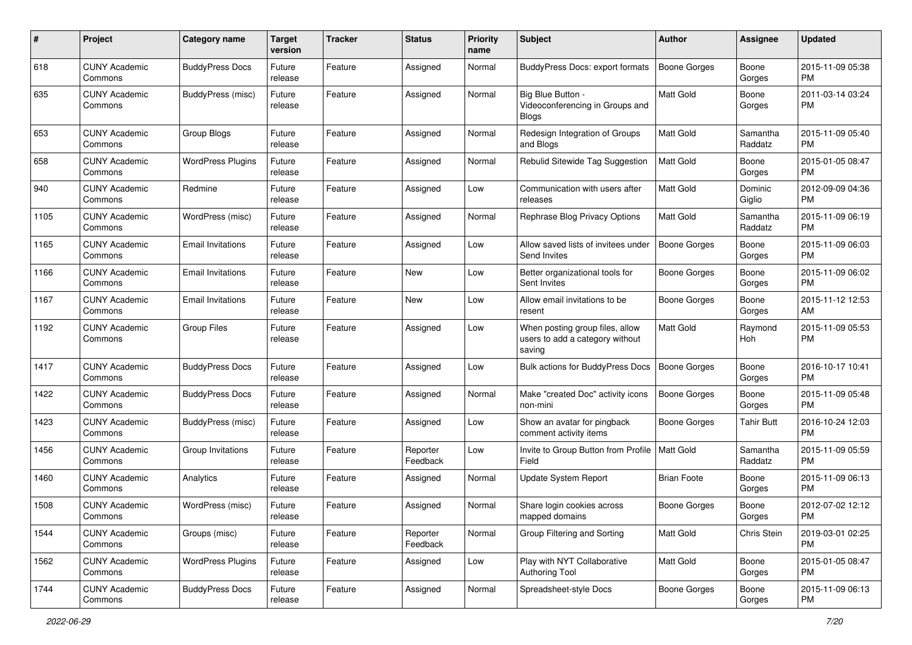| # | Project | Category name | Target version | Tracker | Status | Priority name | Subject | Author | Assignee | Updated |
|---|---|---|---|---|---|---|---|---|---|---|
| 618 | CUNY Academic Commons | BuddyPress Docs | Future release | Feature | Assigned | Normal | BuddyPress Docs: export formats | Boone Gorges | Boone Gorges | 2015-11-09 05:38 PM |
| 635 | CUNY Academic Commons | BuddyPress (misc) | Future release | Feature | Assigned | Normal | Big Blue Button - Videoconferencing in Groups and Blogs | Matt Gold | Boone Gorges | 2011-03-14 03:24 PM |
| 653 | CUNY Academic Commons | Group Blogs | Future release | Feature | Assigned | Normal | Redesign Integration of Groups and Blogs | Matt Gold | Samantha Raddatz | 2015-11-09 05:40 PM |
| 658 | CUNY Academic Commons | WordPress Plugins | Future release | Feature | Assigned | Normal | Rebulid Sitewide Tag Suggestion | Matt Gold | Boone Gorges | 2015-01-05 08:47 PM |
| 940 | CUNY Academic Commons | Redmine | Future release | Feature | Assigned | Low | Communication with users after releases | Matt Gold | Dominic Giglio | 2012-09-09 04:36 PM |
| 1105 | CUNY Academic Commons | WordPress (misc) | Future release | Feature | Assigned | Normal | Rephrase Blog Privacy Options | Matt Gold | Samantha Raddatz | 2015-11-09 06:19 PM |
| 1165 | CUNY Academic Commons | Email Invitations | Future release | Feature | Assigned | Low | Allow saved lists of invitees under Send Invites | Boone Gorges | Boone Gorges | 2015-11-09 06:03 PM |
| 1166 | CUNY Academic Commons | Email Invitations | Future release | Feature | New | Low | Better organizational tools for Sent Invites | Boone Gorges | Boone Gorges | 2015-11-09 06:02 PM |
| 1167 | CUNY Academic Commons | Email Invitations | Future release | Feature | New | Low | Allow email invitations to be resent | Boone Gorges | Boone Gorges | 2015-11-12 12:53 AM |
| 1192 | CUNY Academic Commons | Group Files | Future release | Feature | Assigned | Low | When posting group files, allow users to add a category without saving | Matt Gold | Raymond Hoh | 2015-11-09 05:53 PM |
| 1417 | CUNY Academic Commons | BuddyPress Docs | Future release | Feature | Assigned | Low | Bulk actions for BuddyPress Docs | Boone Gorges | Boone Gorges | 2016-10-17 10:41 PM |
| 1422 | CUNY Academic Commons | BuddyPress Docs | Future release | Feature | Assigned | Normal | Make "created Doc" activity icons non-mini | Boone Gorges | Boone Gorges | 2015-11-09 05:48 PM |
| 1423 | CUNY Academic Commons | BuddyPress (misc) | Future release | Feature | Assigned | Low | Show an avatar for pingback comment activity items | Boone Gorges | Tahir Butt | 2016-10-24 12:03 PM |
| 1456 | CUNY Academic Commons | Group Invitations | Future release | Feature | Reporter Feedback | Low | Invite to Group Button from Profile Field | Matt Gold | Samantha Raddatz | 2015-11-09 05:59 PM |
| 1460 | CUNY Academic Commons | Analytics | Future release | Feature | Assigned | Normal | Update System Report | Brian Foote | Boone Gorges | 2015-11-09 06:13 PM |
| 1508 | CUNY Academic Commons | WordPress (misc) | Future release | Feature | Assigned | Normal | Share login cookies across mapped domains | Boone Gorges | Boone Gorges | 2012-07-02 12:12 PM |
| 1544 | CUNY Academic Commons | Groups (misc) | Future release | Feature | Reporter Feedback | Normal | Group Filtering and Sorting | Matt Gold | Chris Stein | 2019-03-01 02:25 PM |
| 1562 | CUNY Academic Commons | WordPress Plugins | Future release | Feature | Assigned | Low | Play with NYT Collaborative Authoring Tool | Matt Gold | Boone Gorges | 2015-01-05 08:47 PM |
| 1744 | CUNY Academic Commons | BuddyPress Docs | Future release | Feature | Assigned | Normal | Spreadsheet-style Docs | Boone Gorges | Boone Gorges | 2015-11-09 06:13 PM |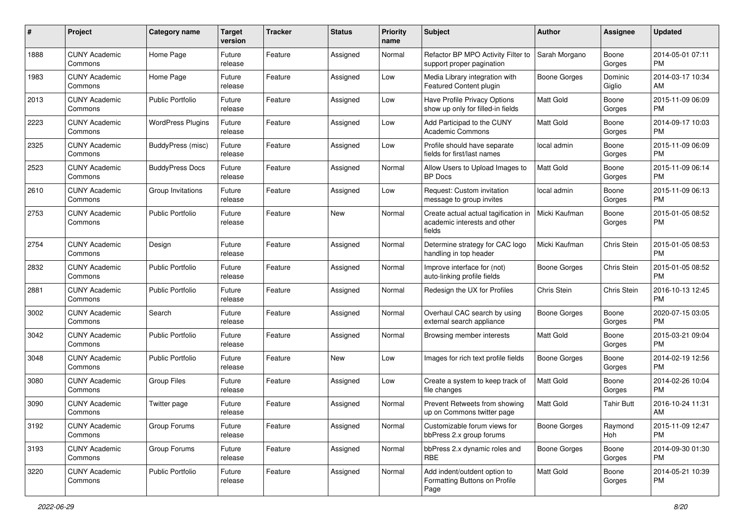| # | Project | Category name | Target version | Tracker | Status | Priority name | Subject | Author | Assignee | Updated |
|---|---|---|---|---|---|---|---|---|---|---|
| 1888 | CUNY Academic Commons | Home Page | Future release | Feature | Assigned | Normal | Refactor BP MPO Activity Filter to support proper pagination | Sarah Morgano | Boone Gorges | 2014-05-01 07:11 PM |
| 1983 | CUNY Academic Commons | Home Page | Future release | Feature | Assigned | Low | Media Library integration with Featured Content plugin | Boone Gorges | Dominic Giglio | 2014-03-17 10:34 AM |
| 2013 | CUNY Academic Commons | Public Portfolio | Future release | Feature | Assigned | Low | Have Profile Privacy Options show up only for filled-in fields | Matt Gold | Boone Gorges | 2015-11-09 06:09 PM |
| 2223 | CUNY Academic Commons | WordPress Plugins | Future release | Feature | Assigned | Low | Add Participad to the CUNY Academic Commons | Matt Gold | Boone Gorges | 2014-09-17 10:03 PM |
| 2325 | CUNY Academic Commons | BuddyPress (misc) | Future release | Feature | Assigned | Low | Profile should have separate fields for first/last names | local admin | Boone Gorges | 2015-11-09 06:09 PM |
| 2523 | CUNY Academic Commons | BuddyPress Docs | Future release | Feature | Assigned | Normal | Allow Users to Upload Images to BP Docs | Matt Gold | Boone Gorges | 2015-11-09 06:14 PM |
| 2610 | CUNY Academic Commons | Group Invitations | Future release | Feature | Assigned | Low | Request: Custom invitation message to group invites | local admin | Boone Gorges | 2015-11-09 06:13 PM |
| 2753 | CUNY Academic Commons | Public Portfolio | Future release | Feature | New | Normal | Create actual actual tagification in academic interests and other fields | Micki Kaufman | Boone Gorges | 2015-01-05 08:52 PM |
| 2754 | CUNY Academic Commons | Design | Future release | Feature | Assigned | Normal | Determine strategy for CAC logo handling in top header | Micki Kaufman | Chris Stein | 2015-01-05 08:53 PM |
| 2832 | CUNY Academic Commons | Public Portfolio | Future release | Feature | Assigned | Normal | Improve interface for (not) auto-linking profile fields | Boone Gorges | Chris Stein | 2015-01-05 08:52 PM |
| 2881 | CUNY Academic Commons | Public Portfolio | Future release | Feature | Assigned | Normal | Redesign the UX for Profiles | Chris Stein | Chris Stein | 2016-10-13 12:45 PM |
| 3002 | CUNY Academic Commons | Search | Future release | Feature | Assigned | Normal | Overhaul CAC search by using external search appliance | Boone Gorges | Boone Gorges | 2020-07-15 03:05 PM |
| 3042 | CUNY Academic Commons | Public Portfolio | Future release | Feature | Assigned | Normal | Browsing member interests | Matt Gold | Boone Gorges | 2015-03-21 09:04 PM |
| 3048 | CUNY Academic Commons | Public Portfolio | Future release | Feature | New | Low | Images for rich text profile fields | Boone Gorges | Boone Gorges | 2014-02-19 12:56 PM |
| 3080 | CUNY Academic Commons | Group Files | Future release | Feature | Assigned | Low | Create a system to keep track of file changes | Matt Gold | Boone Gorges | 2014-02-26 10:04 PM |
| 3090 | CUNY Academic Commons | Twitter page | Future release | Feature | Assigned | Normal | Prevent Retweets from showing up on Commons twitter page | Matt Gold | Tahir Butt | 2016-10-24 11:31 AM |
| 3192 | CUNY Academic Commons | Group Forums | Future release | Feature | Assigned | Normal | Customizable forum views for bbPress 2.x group forums | Boone Gorges | Raymond Hoh | 2015-11-09 12:47 PM |
| 3193 | CUNY Academic Commons | Group Forums | Future release | Feature | Assigned | Normal | bbPress 2.x dynamic roles and RBE | Boone Gorges | Boone Gorges | 2014-09-30 01:30 PM |
| 3220 | CUNY Academic Commons | Public Portfolio | Future release | Feature | Assigned | Normal | Add indent/outdent option to Formatting Buttons on Profile Page | Matt Gold | Boone Gorges | 2014-05-21 10:39 PM |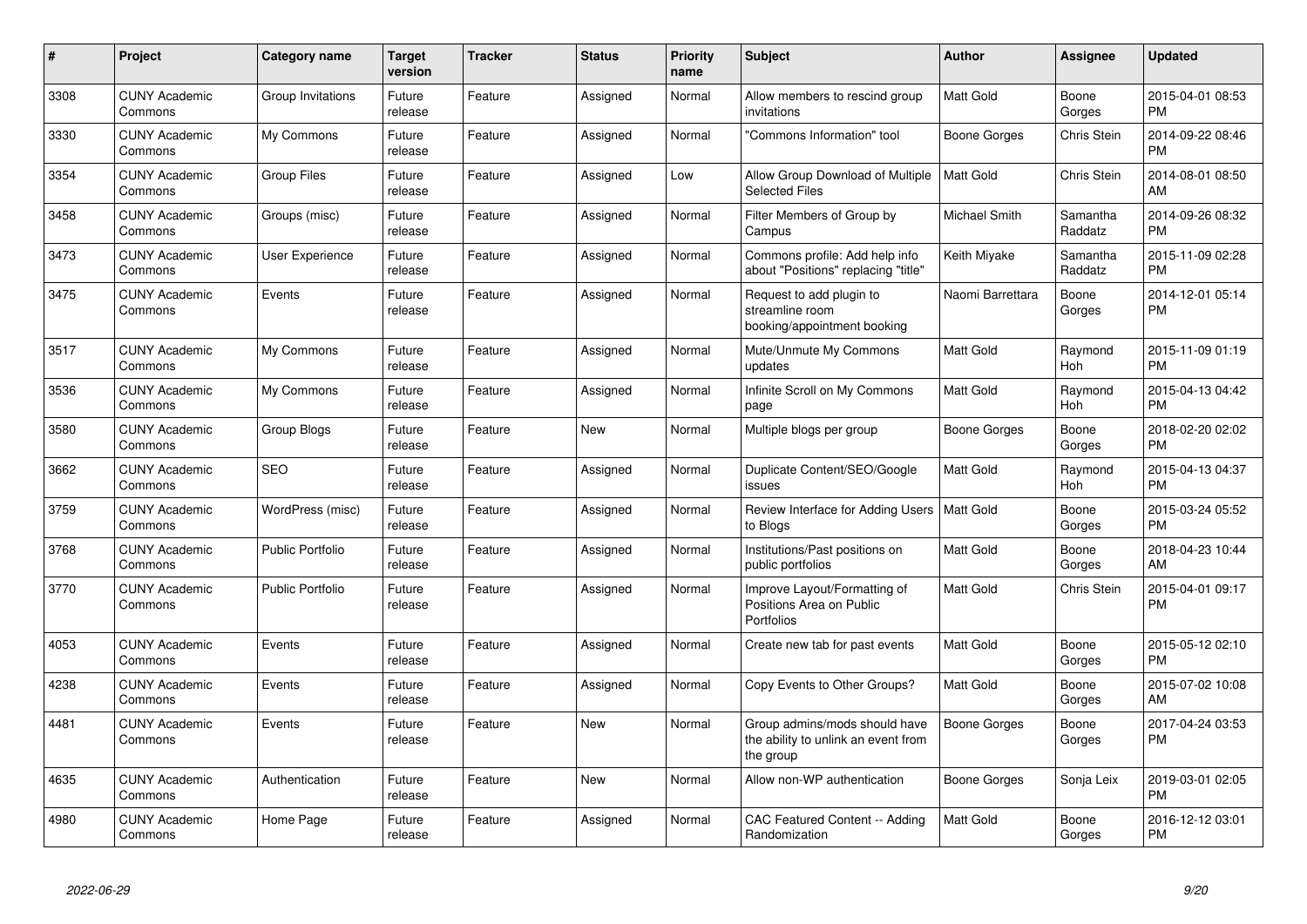| # | Project | Category name | Target version | Tracker | Status | Priority name | Subject | Author | Assignee | Updated |
|---|---|---|---|---|---|---|---|---|---|---|
| 3308 | CUNY Academic Commons | Group Invitations | Future release | Feature | Assigned | Normal | Allow members to rescind group invitations | Matt Gold | Boone Gorges | 2015-04-01 08:53 PM |
| 3330 | CUNY Academic Commons | My Commons | Future release | Feature | Assigned | Normal | "Commons Information" tool | Boone Gorges | Chris Stein | 2014-09-22 08:46 PM |
| 3354 | CUNY Academic Commons | Group Files | Future release | Feature | Assigned | Low | Allow Group Download of Multiple Selected Files | Matt Gold | Chris Stein | 2014-08-01 08:50 AM |
| 3458 | CUNY Academic Commons | Groups (misc) | Future release | Feature | Assigned | Normal | Filter Members of Group by Campus | Michael Smith | Samantha Raddatz | 2014-09-26 08:32 PM |
| 3473 | CUNY Academic Commons | User Experience | Future release | Feature | Assigned | Normal | Commons profile: Add help info about "Positions" replacing "title" | Keith Miyake | Samantha Raddatz | 2015-11-09 02:28 PM |
| 3475 | CUNY Academic Commons | Events | Future release | Feature | Assigned | Normal | Request to add plugin to streamline room booking/appointment booking | Naomi Barrettara | Boone Gorges | 2014-12-01 05:14 PM |
| 3517 | CUNY Academic Commons | My Commons | Future release | Feature | Assigned | Normal | Mute/Unmute My Commons updates | Matt Gold | Raymond Hoh | 2015-11-09 01:19 PM |
| 3536 | CUNY Academic Commons | My Commons | Future release | Feature | Assigned | Normal | Infinite Scroll on My Commons page | Matt Gold | Raymond Hoh | 2015-04-13 04:42 PM |
| 3580 | CUNY Academic Commons | Group Blogs | Future release | Feature | New | Normal | Multiple blogs per group | Boone Gorges | Boone Gorges | 2018-02-20 02:02 PM |
| 3662 | CUNY Academic Commons | SEO | Future release | Feature | Assigned | Normal | Duplicate Content/SEO/Google issues | Matt Gold | Raymond Hoh | 2015-04-13 04:37 PM |
| 3759 | CUNY Academic Commons | WordPress (misc) | Future release | Feature | Assigned | Normal | Review Interface for Adding Users to Blogs | Matt Gold | Boone Gorges | 2015-03-24 05:52 PM |
| 3768 | CUNY Academic Commons | Public Portfolio | Future release | Feature | Assigned | Normal | Institutions/Past positions on public portfolios | Matt Gold | Boone Gorges | 2018-04-23 10:44 AM |
| 3770 | CUNY Academic Commons | Public Portfolio | Future release | Feature | Assigned | Normal | Improve Layout/Formatting of Positions Area on Public Portfolios | Matt Gold | Chris Stein | 2015-04-01 09:17 PM |
| 4053 | CUNY Academic Commons | Events | Future release | Feature | Assigned | Normal | Create new tab for past events | Matt Gold | Boone Gorges | 2015-05-12 02:10 PM |
| 4238 | CUNY Academic Commons | Events | Future release | Feature | Assigned | Normal | Copy Events to Other Groups? | Matt Gold | Boone Gorges | 2015-07-02 10:08 AM |
| 4481 | CUNY Academic Commons | Events | Future release | Feature | New | Normal | Group admins/mods should have the ability to unlink an event from the group | Boone Gorges | Boone Gorges | 2017-04-24 03:53 PM |
| 4635 | CUNY Academic Commons | Authentication | Future release | Feature | New | Normal | Allow non-WP authentication | Boone Gorges | Sonja Leix | 2019-03-01 02:05 PM |
| 4980 | CUNY Academic Commons | Home Page | Future release | Feature | Assigned | Normal | CAC Featured Content -- Adding Randomization | Matt Gold | Boone Gorges | 2016-12-12 03:01 PM |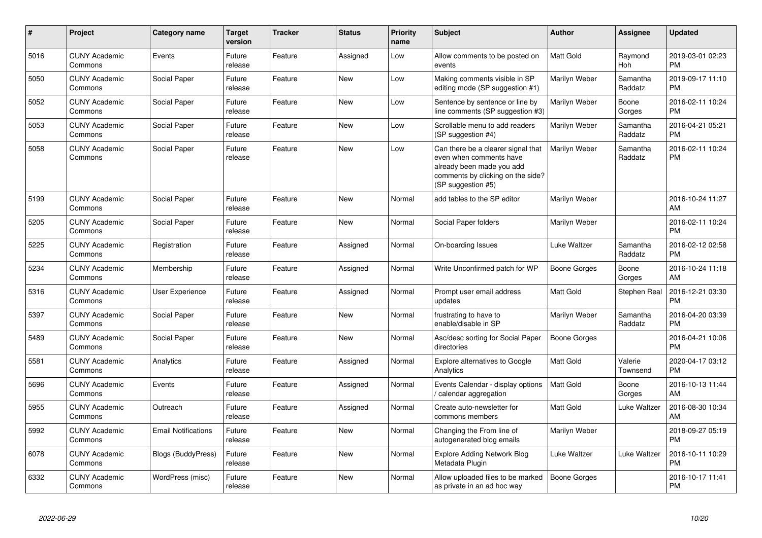| # | Project | Category name | Target version | Tracker | Status | Priority name | Subject | Author | Assignee | Updated |
|---|---|---|---|---|---|---|---|---|---|---|
| 5016 | CUNY Academic Commons | Events | Future release | Feature | Assigned | Low | Allow comments to be posted on events | Matt Gold | Raymond Hoh | 2019-03-01 02:23 PM |
| 5050 | CUNY Academic Commons | Social Paper | Future release | Feature | New | Low | Making comments visible in SP editing mode (SP suggestion #1) | Marilyn Weber | Samantha Raddatz | 2019-09-17 11:10 PM |
| 5052 | CUNY Academic Commons | Social Paper | Future release | Feature | New | Low | Sentence by sentence or line by line comments (SP suggestion #3) | Marilyn Weber | Boone Gorges | 2016-02-11 10:24 PM |
| 5053 | CUNY Academic Commons | Social Paper | Future release | Feature | New | Low | Scrollable menu to add readers (SP suggestion #4) | Marilyn Weber | Samantha Raddatz | 2016-04-21 05:21 PM |
| 5058 | CUNY Academic Commons | Social Paper | Future release | Feature | New | Low | Can there be a clearer signal that even when comments have already been made you add comments by clicking on the side? (SP suggestion #5) | Marilyn Weber | Samantha Raddatz | 2016-02-11 10:24 PM |
| 5199 | CUNY Academic Commons | Social Paper | Future release | Feature | New | Normal | add tables to the SP editor | Marilyn Weber | | 2016-10-24 11:27 AM |
| 5205 | CUNY Academic Commons | Social Paper | Future release | Feature | New | Normal | Social Paper folders | Marilyn Weber | | 2016-02-11 10:24 PM |
| 5225 | CUNY Academic Commons | Registration | Future release | Feature | Assigned | Normal | On-boarding Issues | Luke Waltzer | Samantha Raddatz | 2016-02-12 02:58 PM |
| 5234 | CUNY Academic Commons | Membership | Future release | Feature | Assigned | Normal | Write Unconfirmed patch for WP | Boone Gorges | Boone Gorges | 2016-10-24 11:18 AM |
| 5316 | CUNY Academic Commons | User Experience | Future release | Feature | Assigned | Normal | Prompt user email address updates | Matt Gold | Stephen Real | 2016-12-21 03:30 PM |
| 5397 | CUNY Academic Commons | Social Paper | Future release | Feature | New | Normal | frustrating to have to enable/disable in SP | Marilyn Weber | Samantha Raddatz | 2016-04-20 03:39 PM |
| 5489 | CUNY Academic Commons | Social Paper | Future release | Feature | New | Normal | Asc/desc sorting for Social Paper directories | Boone Gorges | | 2016-04-21 10:06 PM |
| 5581 | CUNY Academic Commons | Analytics | Future release | Feature | Assigned | Normal | Explore alternatives to Google Analytics | Matt Gold | Valerie Townsend | 2020-04-17 03:12 PM |
| 5696 | CUNY Academic Commons | Events | Future release | Feature | Assigned | Normal | Events Calendar - display options / calendar aggregation | Matt Gold | Boone Gorges | 2016-10-13 11:44 AM |
| 5955 | CUNY Academic Commons | Outreach | Future release | Feature | Assigned | Normal | Create auto-newsletter for commons members | Matt Gold | Luke Waltzer | 2016-08-30 10:34 AM |
| 5992 | CUNY Academic Commons | Email Notifications | Future release | Feature | New | Normal | Changing the From line of autogenerated blog emails | Marilyn Weber | | 2018-09-27 05:19 PM |
| 6078 | CUNY Academic Commons | Blogs (BuddyPress) | Future release | Feature | New | Normal | Explore Adding Network Blog Metadata Plugin | Luke Waltzer | Luke Waltzer | 2016-10-11 10:29 PM |
| 6332 | CUNY Academic Commons | WordPress (misc) | Future release | Feature | New | Normal | Allow uploaded files to be marked as private in an ad hoc way | Boone Gorges | | 2016-10-17 11:41 PM |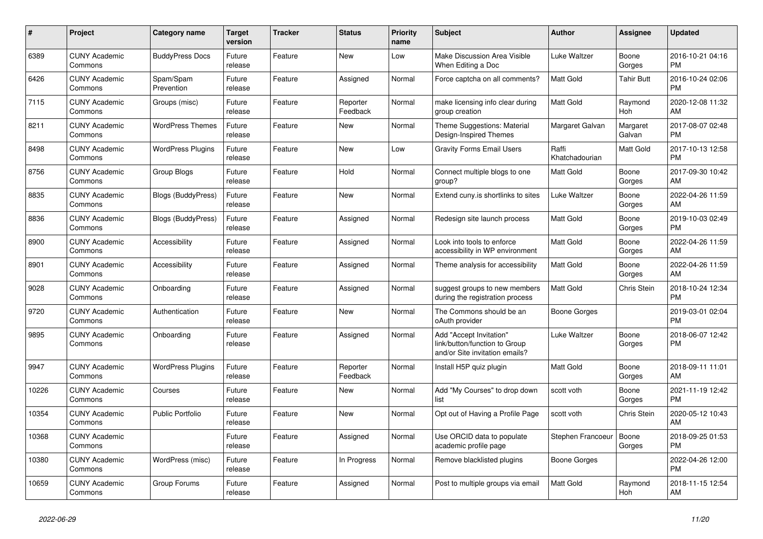| # | Project | Category name | Target version | Tracker | Status | Priority name | Subject | Author | Assignee | Updated |
|---|---|---|---|---|---|---|---|---|---|---|
| 6389 | CUNY Academic Commons | BuddyPress Docs | Future release | Feature | New | Low | Make Discussion Area Visible When Editing a Doc | Luke Waltzer | Boone Gorges | 2016-10-21 04:16 PM |
| 6426 | CUNY Academic Commons | Spam/Spam Prevention | Future release | Feature | Assigned | Normal | Force captcha on all comments? | Matt Gold | Tahir Butt | 2016-10-24 02:06 PM |
| 7115 | CUNY Academic Commons | Groups (misc) | Future release | Feature | Reporter Feedback | Normal | make licensing info clear during group creation | Matt Gold | Raymond Hoh | 2020-12-08 11:32 AM |
| 8211 | CUNY Academic Commons | WordPress Themes | Future release | Feature | New | Normal | Theme Suggestions: Material Design-Inspired Themes | Margaret Galvan | Margaret Galvan | 2017-08-07 02:48 PM |
| 8498 | CUNY Academic Commons | WordPress Plugins | Future release | Feature | New | Low | Gravity Forms Email Users | Raffi Khatchadourian | Matt Gold | 2017-10-13 12:58 PM |
| 8756 | CUNY Academic Commons | Group Blogs | Future release | Feature | Hold | Normal | Connect multiple blogs to one group? | Matt Gold | Boone Gorges | 2017-09-30 10:42 AM |
| 8835 | CUNY Academic Commons | Blogs (BuddyPress) | Future release | Feature | New | Normal | Extend cuny.is shortlinks to sites | Luke Waltzer | Boone Gorges | 2022-04-26 11:59 AM |
| 8836 | CUNY Academic Commons | Blogs (BuddyPress) | Future release | Feature | Assigned | Normal | Redesign site launch process | Matt Gold | Boone Gorges | 2019-10-03 02:49 PM |
| 8900 | CUNY Academic Commons | Accessibility | Future release | Feature | Assigned | Normal | Look into tools to enforce accessibility in WP environment | Matt Gold | Boone Gorges | 2022-04-26 11:59 AM |
| 8901 | CUNY Academic Commons | Accessibility | Future release | Feature | Assigned | Normal | Theme analysis for accessibility | Matt Gold | Boone Gorges | 2022-04-26 11:59 AM |
| 9028 | CUNY Academic Commons | Onboarding | Future release | Feature | Assigned | Normal | suggest groups to new members during the registration process | Matt Gold | Chris Stein | 2018-10-24 12:34 PM |
| 9720 | CUNY Academic Commons | Authentication | Future release | Feature | New | Normal | The Commons should be an oAuth provider | Boone Gorges | | 2019-03-01 02:04 PM |
| 9895 | CUNY Academic Commons | Onboarding | Future release | Feature | Assigned | Normal | Add "Accept Invitation" link/button/function to Group and/or Site invitation emails? | Luke Waltzer | Boone Gorges | 2018-06-07 12:42 PM |
| 9947 | CUNY Academic Commons | WordPress Plugins | Future release | Feature | Reporter Feedback | Normal | Install H5P quiz plugin | Matt Gold | Boone Gorges | 2018-09-11 11:01 AM |
| 10226 | CUNY Academic Commons | Courses | Future release | Feature | New | Normal | Add "My Courses" to drop down list | scott voth | Boone Gorges | 2021-11-19 12:42 PM |
| 10354 | CUNY Academic Commons | Public Portfolio | Future release | Feature | New | Normal | Opt out of Having a Profile Page | scott voth | Chris Stein | 2020-05-12 10:43 AM |
| 10368 | CUNY Academic Commons | | Future release | Feature | Assigned | Normal | Use ORCID data to populate academic profile page | Stephen Francoeur | Boone Gorges | 2018-09-25 01:53 PM |
| 10380 | CUNY Academic Commons | WordPress (misc) | Future release | Feature | In Progress | Normal | Remove blacklisted plugins | Boone Gorges | | 2022-04-26 12:00 PM |
| 10659 | CUNY Academic Commons | Group Forums | Future release | Feature | Assigned | Normal | Post to multiple groups via email | Matt Gold | Raymond Hoh | 2018-11-15 12:54 AM |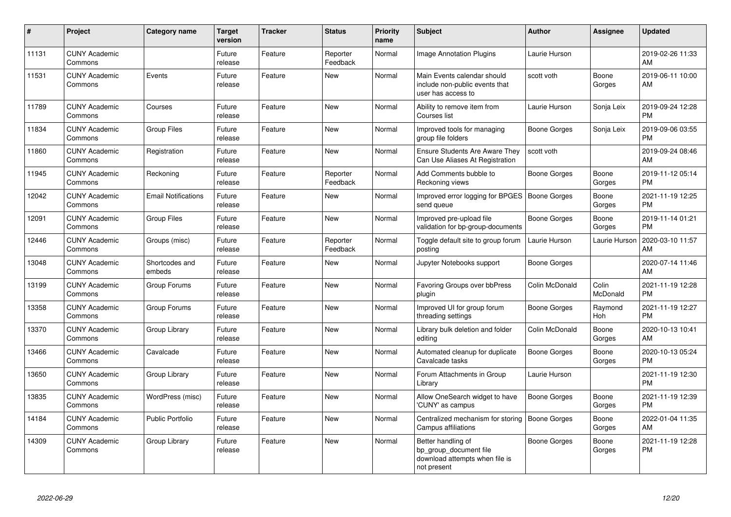| # | Project | Category name | Target version | Tracker | Status | Priority name | Subject | Author | Assignee | Updated |
|---|---|---|---|---|---|---|---|---|---|---|
| 11131 | CUNY Academic Commons | | Future release | Feature | Reporter Feedback | Normal | Image Annotation Plugins | Laurie Hurson | | 2019-02-26 11:33 AM |
| 11531 | CUNY Academic Commons | Events | Future release | Feature | New | Normal | Main Events calendar should include non-public events that user has access to | scott voth | Boone Gorges | 2019-06-11 10:00 AM |
| 11789 | CUNY Academic Commons | Courses | Future release | Feature | New | Normal | Ability to remove item from Courses list | Laurie Hurson | Sonja Leix | 2019-09-24 12:28 PM |
| 11834 | CUNY Academic Commons | Group Files | Future release | Feature | New | Normal | Improved tools for managing group file folders | Boone Gorges | Sonja Leix | 2019-09-06 03:55 PM |
| 11860 | CUNY Academic Commons | Registration | Future release | Feature | New | Normal | Ensure Students Are Aware They Can Use Aliases At Registration | scott voth | | 2019-09-24 08:46 AM |
| 11945 | CUNY Academic Commons | Reckoning | Future release | Feature | Reporter Feedback | Normal | Add Comments bubble to Reckoning views | Boone Gorges | Boone Gorges | 2019-11-12 05:14 PM |
| 12042 | CUNY Academic Commons | Email Notifications | Future release | Feature | New | Normal | Improved error logging for BPGES send queue | Boone Gorges | Boone Gorges | 2021-11-19 12:25 PM |
| 12091 | CUNY Academic Commons | Group Files | Future release | Feature | New | Normal | Improved pre-upload file validation for bp-group-documents | Boone Gorges | Boone Gorges | 2019-11-14 01:21 PM |
| 12446 | CUNY Academic Commons | Groups (misc) | Future release | Feature | Reporter Feedback | Normal | Toggle default site to group forum posting | Laurie Hurson | Laurie Hurson | 2020-03-10 11:57 AM |
| 13048 | CUNY Academic Commons | Shortcodes and embeds | Future release | Feature | New | Normal | Jupyter Notebooks support | Boone Gorges | | 2020-07-14 11:46 AM |
| 13199 | CUNY Academic Commons | Group Forums | Future release | Feature | New | Normal | Favoring Groups over bbPress plugin | Colin McDonald | Colin McDonald | 2021-11-19 12:28 PM |
| 13358 | CUNY Academic Commons | Group Forums | Future release | Feature | New | Normal | Improved UI for group forum threading settings | Boone Gorges | Raymond Hoh | 2021-11-19 12:27 PM |
| 13370 | CUNY Academic Commons | Group Library | Future release | Feature | New | Normal | Library bulk deletion and folder editing | Colin McDonald | Boone Gorges | 2020-10-13 10:41 AM |
| 13466 | CUNY Academic Commons | Cavalcade | Future release | Feature | New | Normal | Automated cleanup for duplicate Cavalcade tasks | Boone Gorges | Boone Gorges | 2020-10-13 05:24 PM |
| 13650 | CUNY Academic Commons | Group Library | Future release | Feature | New | Normal | Forum Attachments in Group Library | Laurie Hurson | | 2021-11-19 12:30 PM |
| 13835 | CUNY Academic Commons | WordPress (misc) | Future release | Feature | New | Normal | Allow OneSearch widget to have 'CUNY' as campus | Boone Gorges | Boone Gorges | 2021-11-19 12:39 PM |
| 14184 | CUNY Academic Commons | Public Portfolio | Future release | Feature | New | Normal | Centralized mechanism for storing Campus affiliations | Boone Gorges | Boone Gorges | 2022-01-04 11:35 AM |
| 14309 | CUNY Academic Commons | Group Library | Future release | Feature | New | Normal | Better handling of bp_group_document file download attempts when file is not present | Boone Gorges | Boone Gorges | 2021-11-19 12:28 PM |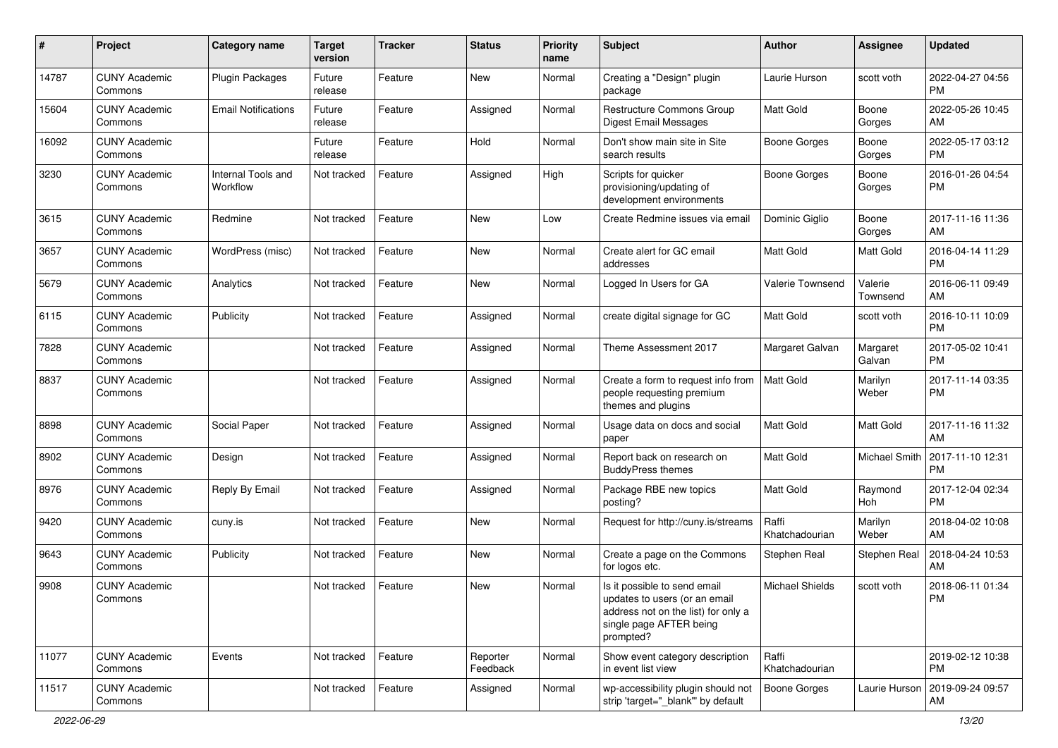| # | Project | Category name | Target version | Tracker | Status | Priority name | Subject | Author | Assignee | Updated |
|---|---|---|---|---|---|---|---|---|---|---|
| 14787 | CUNY Academic Commons | Plugin Packages | Future release | Feature | New | Normal | Creating a "Design" plugin package | Laurie Hurson | scott voth | 2022-04-27 04:56 PM |
| 15604 | CUNY Academic Commons | Email Notifications | Future release | Feature | Assigned | Normal | Restructure Commons Group Digest Email Messages | Matt Gold | Boone Gorges | 2022-05-26 10:45 AM |
| 16092 | CUNY Academic Commons | | Future release | Feature | Hold | Normal | Don't show main site in Site search results | Boone Gorges | Boone Gorges | 2022-05-17 03:12 PM |
| 3230 | CUNY Academic Commons | Internal Tools and Workflow | Not tracked | Feature | Assigned | High | Scripts for quicker provisioning/updating of development environments | Boone Gorges | Boone Gorges | 2016-01-26 04:54 PM |
| 3615 | CUNY Academic Commons | Redmine | Not tracked | Feature | New | Low | Create Redmine issues via email | Dominic Giglio | Boone Gorges | 2017-11-16 11:36 AM |
| 3657 | CUNY Academic Commons | WordPress (misc) | Not tracked | Feature | New | Normal | Create alert for GC email addresses | Matt Gold | Matt Gold | 2016-04-14 11:29 PM |
| 5679 | CUNY Academic Commons | Analytics | Not tracked | Feature | New | Normal | Logged In Users for GA | Valerie Townsend | Valerie Townsend | 2016-06-11 09:49 AM |
| 6115 | CUNY Academic Commons | Publicity | Not tracked | Feature | Assigned | Normal | create digital signage for GC | Matt Gold | scott voth | 2016-10-11 10:09 PM |
| 7828 | CUNY Academic Commons | | Not tracked | Feature | Assigned | Normal | Theme Assessment 2017 | Margaret Galvan | Margaret Galvan | 2017-05-02 10:41 PM |
| 8837 | CUNY Academic Commons | | Not tracked | Feature | Assigned | Normal | Create a form to request info from people requesting premium themes and plugins | Matt Gold | Marilyn Weber | 2017-11-14 03:35 PM |
| 8898 | CUNY Academic Commons | Social Paper | Not tracked | Feature | Assigned | Normal | Usage data on docs and social paper | Matt Gold | Matt Gold | 2017-11-16 11:32 AM |
| 8902 | CUNY Academic Commons | Design | Not tracked | Feature | Assigned | Normal | Report back on research on BuddyPress themes | Matt Gold | Michael Smith | 2017-11-10 12:31 PM |
| 8976 | CUNY Academic Commons | Reply By Email | Not tracked | Feature | Assigned | Normal | Package RBE new topics posting? | Matt Gold | Raymond Hoh | 2017-12-04 02:34 PM |
| 9420 | CUNY Academic Commons | cuny.is | Not tracked | Feature | New | Normal | Request for http://cuny.is/streams | Raffi Khatchadourian | Marilyn Weber | 2018-04-02 10:08 AM |
| 9643 | CUNY Academic Commons | Publicity | Not tracked | Feature | New | Normal | Create a page on the Commons for logos etc. | Stephen Real | Stephen Real | 2018-04-24 10:53 AM |
| 9908 | CUNY Academic Commons | | Not tracked | Feature | New | Normal | Is it possible to send email updates to users (or an email address not on the list) for only a single page AFTER being prompted? | Michael Shields | scott voth | 2018-06-11 01:34 PM |
| 11077 | CUNY Academic Commons | Events | Not tracked | Feature | Reporter Feedback | Normal | Show event category description in event list view | Raffi Khatchadourian | | 2019-02-12 10:38 PM |
| 11517 | CUNY Academic Commons | | Not tracked | Feature | Assigned | Normal | wp-accessibility plugin should not strip 'target="_blank"' by default | Boone Gorges | Laurie Hurson | 2019-09-24 09:57 AM |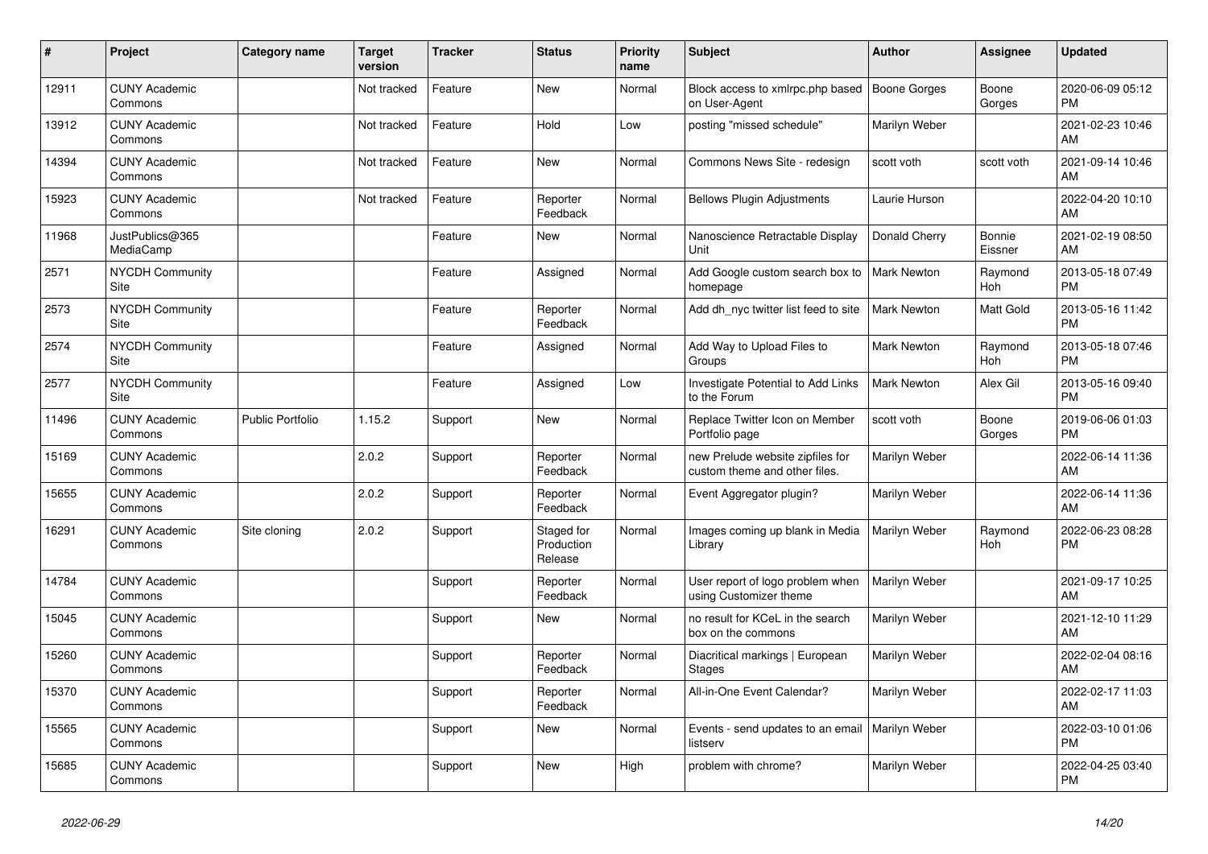| # | Project | Category name | Target version | Tracker | Status | Priority name | Subject | Author | Assignee | Updated |
|---|---|---|---|---|---|---|---|---|---|---|
| 12911 | CUNY Academic Commons | | Not tracked | Feature | New | Normal | Block access to xmlrpc.php based on User-Agent | Boone Gorges | Boone Gorges | 2020-06-09 05:12 PM |
| 13912 | CUNY Academic Commons | | Not tracked | Feature | Hold | Low | posting "missed schedule" | Marilyn Weber | | 2021-02-23 10:46 AM |
| 14394 | CUNY Academic Commons | | Not tracked | Feature | New | Normal | Commons News Site - redesign | scott voth | scott voth | 2021-09-14 10:46 AM |
| 15923 | CUNY Academic Commons | | Not tracked | Feature | Reporter Feedback | Normal | Bellows Plugin Adjustments | Laurie Hurson | | 2022-04-20 10:10 AM |
| 11968 | JustPublics@365 MediaCamp | | | Feature | New | Normal | Nanoscience Retractable Display Unit | Donald Cherry | Bonnie Eissner | 2021-02-19 08:50 AM |
| 2571 | NYCDH Community Site | | | Feature | Assigned | Normal | Add Google custom search box to homepage | Mark Newton | Raymond Hoh | 2013-05-18 07:49 PM |
| 2573 | NYCDH Community Site | | | Feature | Reporter Feedback | Normal | Add dh_nyc twitter list feed to site | Mark Newton | Matt Gold | 2013-05-16 11:42 PM |
| 2574 | NYCDH Community Site | | | Feature | Assigned | Normal | Add Way to Upload Files to Groups | Mark Newton | Raymond Hoh | 2013-05-18 07:46 PM |
| 2577 | NYCDH Community Site | | | Feature | Assigned | Low | Investigate Potential to Add Links to the Forum | Mark Newton | Alex Gil | 2013-05-16 09:40 PM |
| 11496 | CUNY Academic Commons | Public Portfolio | 1.15.2 | Support | New | Normal | Replace Twitter Icon on Member Portfolio page | scott voth | Boone Gorges | 2019-06-06 01:03 PM |
| 15169 | CUNY Academic Commons | | 2.0.2 | Support | Reporter Feedback | Normal | new Prelude website zipfiles for custom theme and other files. | Marilyn Weber | | 2022-06-14 11:36 AM |
| 15655 | CUNY Academic Commons | | 2.0.2 | Support | Reporter Feedback | Normal | Event Aggregator plugin? | Marilyn Weber | | 2022-06-14 11:36 AM |
| 16291 | CUNY Academic Commons | Site cloning | 2.0.2 | Support | Staged for Production Release | Normal | Images coming up blank in Media Library | Marilyn Weber | Raymond Hoh | 2022-06-23 08:28 PM |
| 14784 | CUNY Academic Commons | | | Support | Reporter Feedback | Normal | User report of logo problem when using Customizer theme | Marilyn Weber | | 2021-09-17 10:25 AM |
| 15045 | CUNY Academic Commons | | | Support | New | Normal | no result for KCeL in the search box on the commons | Marilyn Weber | | 2021-12-10 11:29 AM |
| 15260 | CUNY Academic Commons | | | Support | Reporter Feedback | Normal | Diacritical markings \| European Stages | Marilyn Weber | | 2022-02-04 08:16 AM |
| 15370 | CUNY Academic Commons | | | Support | Reporter Feedback | Normal | All-in-One Event Calendar? | Marilyn Weber | | 2022-02-17 11:03 AM |
| 15565 | CUNY Academic Commons | | | Support | New | Normal | Events - send updates to an email listserv | Marilyn Weber | | 2022-03-10 01:06 PM |
| 15685 | CUNY Academic Commons | | | Support | New | High | problem with chrome? | Marilyn Weber | | 2022-04-25 03:40 PM |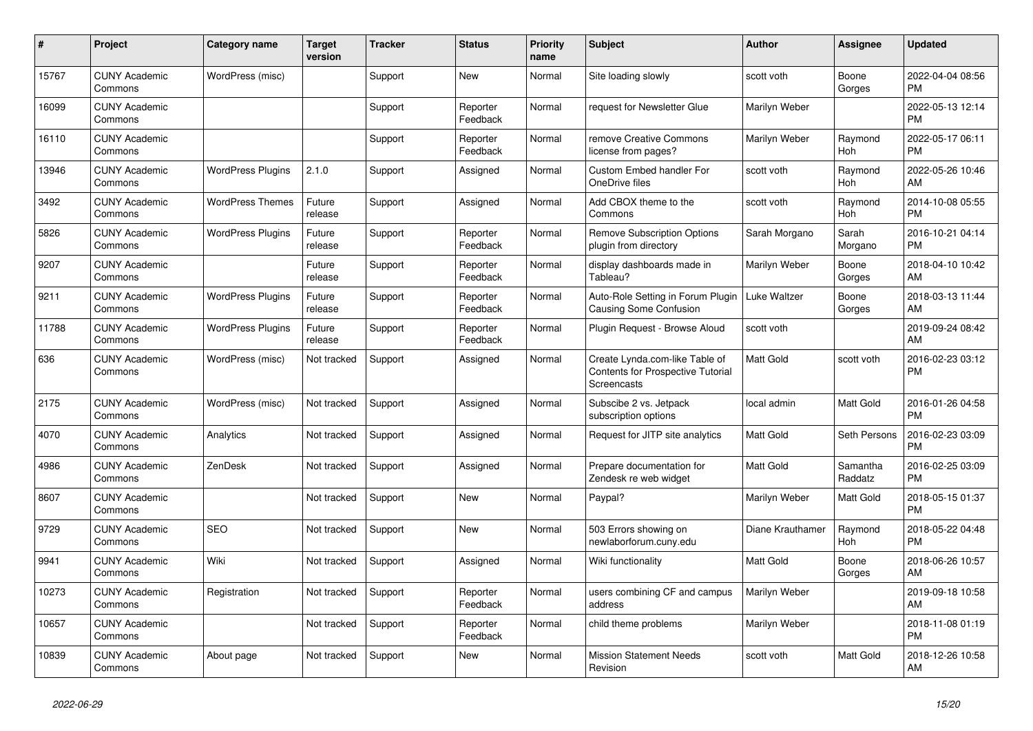| # | Project | Category name | Target version | Tracker | Status | Priority name | Subject | Author | Assignee | Updated |
|---|---|---|---|---|---|---|---|---|---|---|
| 15767 | CUNY Academic Commons | WordPress (misc) | | Support | New | Normal | Site loading slowly | scott voth | Boone Gorges | 2022-04-04 08:56 PM |
| 16099 | CUNY Academic Commons | | | Support | Reporter Feedback | Normal | request for Newsletter Glue | Marilyn Weber | | 2022-05-13 12:14 PM |
| 16110 | CUNY Academic Commons | | | Support | Reporter Feedback | Normal | remove Creative Commons license from pages? | Marilyn Weber | Raymond Hoh | 2022-05-17 06:11 PM |
| 13946 | CUNY Academic Commons | WordPress Plugins | 2.1.0 | Support | Assigned | Normal | Custom Embed handler For OneDrive files | scott voth | Raymond Hoh | 2022-05-26 10:46 AM |
| 3492 | CUNY Academic Commons | WordPress Themes | Future release | Support | Assigned | Normal | Add CBOX theme to the Commons | scott voth | Raymond Hoh | 2014-10-08 05:55 PM |
| 5826 | CUNY Academic Commons | WordPress Plugins | Future release | Support | Reporter Feedback | Normal | Remove Subscription Options plugin from directory | Sarah Morgano | Sarah Morgano | 2016-10-21 04:14 PM |
| 9207 | CUNY Academic Commons | | Future release | Support | Reporter Feedback | Normal | display dashboards made in Tableau? | Marilyn Weber | Boone Gorges | 2018-04-10 10:42 AM |
| 9211 | CUNY Academic Commons | WordPress Plugins | Future release | Support | Reporter Feedback | Normal | Auto-Role Setting in Forum Plugin Causing Some Confusion | Luke Waltzer | Boone Gorges | 2018-03-13 11:44 AM |
| 11788 | CUNY Academic Commons | WordPress Plugins | Future release | Support | Reporter Feedback | Normal | Plugin Request - Browse Aloud | scott voth | | 2019-09-24 08:42 AM |
| 636 | CUNY Academic Commons | WordPress (misc) | Not tracked | Support | Assigned | Normal | Create Lynda.com-like Table of Contents for Prospective Tutorial Screencasts | Matt Gold | scott voth | 2016-02-23 03:12 PM |
| 2175 | CUNY Academic Commons | WordPress (misc) | Not tracked | Support | Assigned | Normal | Subscibe 2 vs. Jetpack subscription options | local admin | Matt Gold | 2016-01-26 04:58 PM |
| 4070 | CUNY Academic Commons | Analytics | Not tracked | Support | Assigned | Normal | Request for JITP site analytics | Matt Gold | Seth Persons | 2016-02-23 03:09 PM |
| 4986 | CUNY Academic Commons | ZenDesk | Not tracked | Support | Assigned | Normal | Prepare documentation for Zendesk re web widget | Matt Gold | Samantha Raddatz | 2016-02-25 03:09 PM |
| 8607 | CUNY Academic Commons | | Not tracked | Support | New | Normal | Paypal? | Marilyn Weber | Matt Gold | 2018-05-15 01:37 PM |
| 9729 | CUNY Academic Commons | SEO | Not tracked | Support | New | Normal | 503 Errors showing on newlaborforum.cuny.edu | Diane Krauthamer | Raymond Hoh | 2018-05-22 04:48 PM |
| 9941 | CUNY Academic Commons | Wiki | Not tracked | Support | Assigned | Normal | Wiki functionality | Matt Gold | Boone Gorges | 2018-06-26 10:57 AM |
| 10273 | CUNY Academic Commons | Registration | Not tracked | Support | Reporter Feedback | Normal | users combining CF and campus address | Marilyn Weber | | 2019-09-18 10:58 AM |
| 10657 | CUNY Academic Commons | | Not tracked | Support | Reporter Feedback | Normal | child theme problems | Marilyn Weber | | 2018-11-08 01:19 PM |
| 10839 | CUNY Academic Commons | About page | Not tracked | Support | New | Normal | Mission Statement Needs Revision | scott voth | Matt Gold | 2018-12-26 10:58 AM |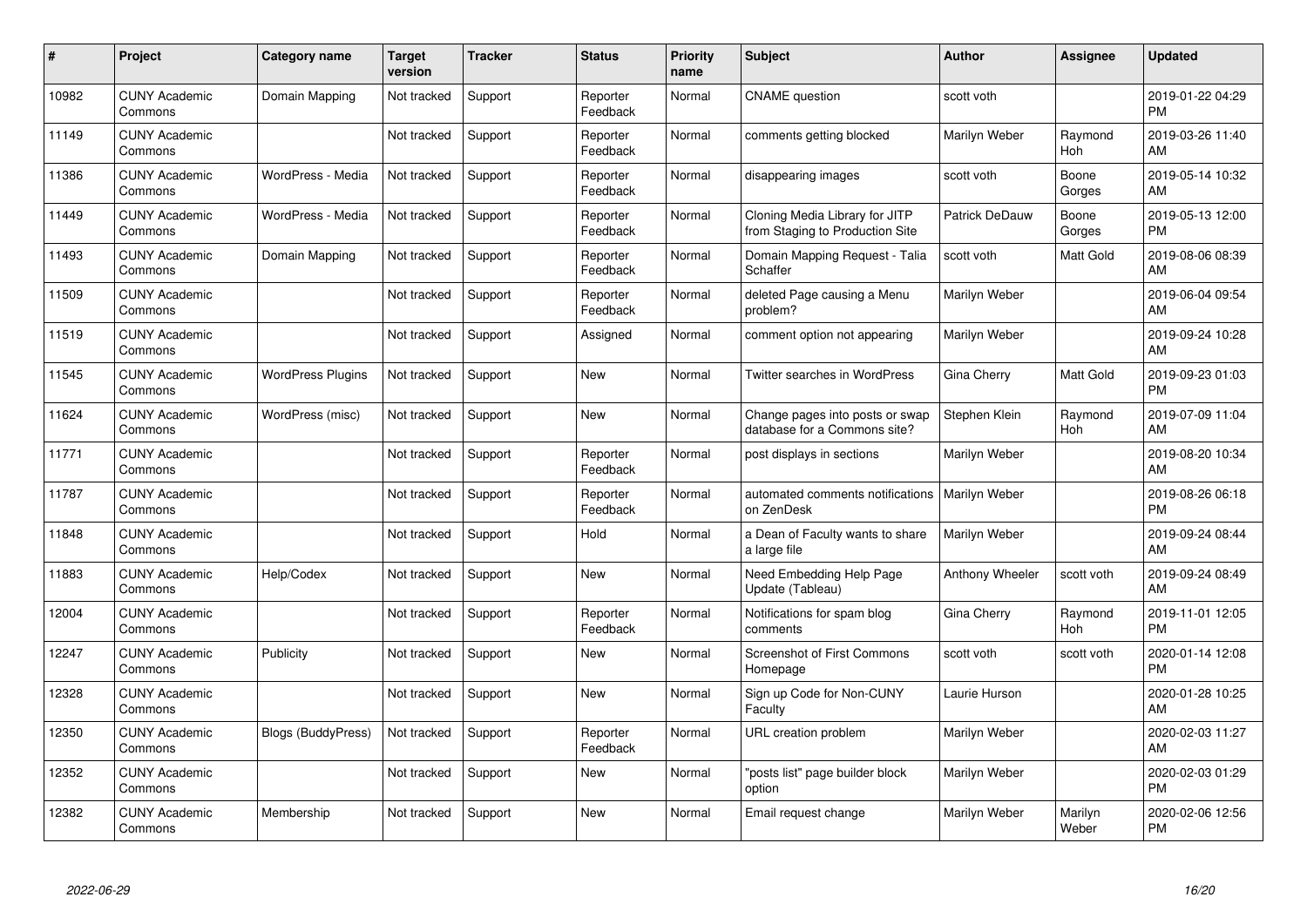| # | Project | Category name | Target version | Tracker | Status | Priority name | Subject | Author | Assignee | Updated |
|---|---|---|---|---|---|---|---|---|---|---|
| 10982 | CUNY Academic Commons | Domain Mapping | Not tracked | Support | Reporter Feedback | Normal | CNAME question | scott voth | | 2019-01-22 04:29 PM |
| 11149 | CUNY Academic Commons | | Not tracked | Support | Reporter Feedback | Normal | comments getting blocked | Marilyn Weber | Raymond Hoh | 2019-03-26 11:40 AM |
| 11386 | CUNY Academic Commons | WordPress - Media | Not tracked | Support | Reporter Feedback | Normal | disappearing images | scott voth | Boone Gorges | 2019-05-14 10:32 AM |
| 11449 | CUNY Academic Commons | WordPress - Media | Not tracked | Support | Reporter Feedback | Normal | Cloning Media Library for JITP from Staging to Production Site | Patrick DeDauw | Boone Gorges | 2019-05-13 12:00 PM |
| 11493 | CUNY Academic Commons | Domain Mapping | Not tracked | Support | Reporter Feedback | Normal | Domain Mapping Request - Talia Schaffer | scott voth | Matt Gold | 2019-08-06 08:39 AM |
| 11509 | CUNY Academic Commons | | Not tracked | Support | Reporter Feedback | Normal | deleted Page causing a Menu problem? | Marilyn Weber | | 2019-06-04 09:54 AM |
| 11519 | CUNY Academic Commons | | Not tracked | Support | Assigned | Normal | comment option not appearing | Marilyn Weber | | 2019-09-24 10:28 AM |
| 11545 | CUNY Academic Commons | WordPress Plugins | Not tracked | Support | New | Normal | Twitter searches in WordPress | Gina Cherry | Matt Gold | 2019-09-23 01:03 PM |
| 11624 | CUNY Academic Commons | WordPress (misc) | Not tracked | Support | New | Normal | Change pages into posts or swap database for a Commons site? | Stephen Klein | Raymond Hoh | 2019-07-09 11:04 AM |
| 11771 | CUNY Academic Commons | | Not tracked | Support | Reporter Feedback | Normal | post displays in sections | Marilyn Weber | | 2019-08-20 10:34 AM |
| 11787 | CUNY Academic Commons | | Not tracked | Support | Reporter Feedback | Normal | automated comments notifications on ZenDesk | Marilyn Weber | | 2019-08-26 06:18 PM |
| 11848 | CUNY Academic Commons | | Not tracked | Support | Hold | Normal | a Dean of Faculty wants to share a large file | Marilyn Weber | | 2019-09-24 08:44 AM |
| 11883 | CUNY Academic Commons | Help/Codex | Not tracked | Support | New | Normal | Need Embedding Help Page Update (Tableau) | Anthony Wheeler | scott voth | 2019-09-24 08:49 AM |
| 12004 | CUNY Academic Commons | | Not tracked | Support | Reporter Feedback | Normal | Notifications for spam blog comments | Gina Cherry | Raymond Hoh | 2019-11-01 12:05 PM |
| 12247 | CUNY Academic Commons | Publicity | Not tracked | Support | New | Normal | Screenshot of First Commons Homepage | scott voth | scott voth | 2020-01-14 12:08 PM |
| 12328 | CUNY Academic Commons | | Not tracked | Support | New | Normal | Sign up Code for Non-CUNY Faculty | Laurie Hurson | | 2020-01-28 10:25 AM |
| 12350 | CUNY Academic Commons | Blogs (BuddyPress) | Not tracked | Support | Reporter Feedback | Normal | URL creation problem | Marilyn Weber | | 2020-02-03 11:27 AM |
| 12352 | CUNY Academic Commons | | Not tracked | Support | New | Normal | "posts list" page builder block option | Marilyn Weber | | 2020-02-03 01:29 PM |
| 12382 | CUNY Academic Commons | Membership | Not tracked | Support | New | Normal | Email request change | Marilyn Weber | Marilyn Weber | 2020-02-06 12:56 PM |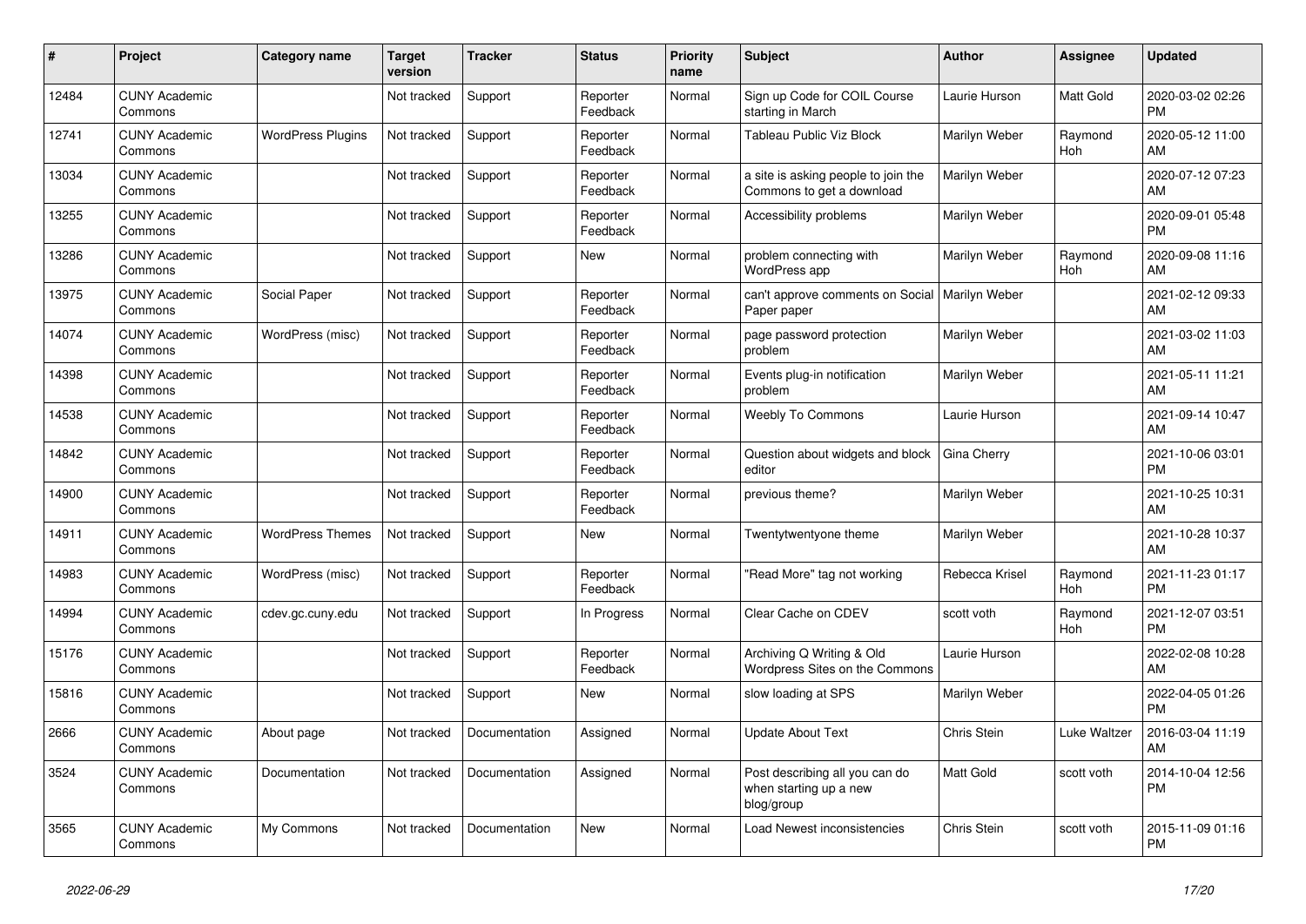| # | Project | Category name | Target version | Tracker | Status | Priority name | Subject | Author | Assignee | Updated |
|---|---|---|---|---|---|---|---|---|---|---|
| 12484 | CUNY Academic Commons | | Not tracked | Support | Reporter Feedback | Normal | Sign up Code for COIL Course starting in March | Laurie Hurson | Matt Gold | 2020-03-02 02:26 PM |
| 12741 | CUNY Academic Commons | WordPress Plugins | Not tracked | Support | Reporter Feedback | Normal | Tableau Public Viz Block | Marilyn Weber | Raymond Hoh | 2020-05-12 11:00 AM |
| 13034 | CUNY Academic Commons | | Not tracked | Support | Reporter Feedback | Normal | a site is asking people to join the Commons to get a download | Marilyn Weber | | 2020-07-12 07:23 AM |
| 13255 | CUNY Academic Commons | | Not tracked | Support | Reporter Feedback | Normal | Accessibility problems | Marilyn Weber | | 2020-09-01 05:48 PM |
| 13286 | CUNY Academic Commons | | Not tracked | Support | New | Normal | problem connecting with WordPress app | Marilyn Weber | Raymond Hoh | 2020-09-08 11:16 AM |
| 13975 | CUNY Academic Commons | Social Paper | Not tracked | Support | Reporter Feedback | Normal | can't approve comments on Social Paper paper | Marilyn Weber | | 2021-02-12 09:33 AM |
| 14074 | CUNY Academic Commons | WordPress (misc) | Not tracked | Support | Reporter Feedback | Normal | page password protection problem | Marilyn Weber | | 2021-03-02 11:03 AM |
| 14398 | CUNY Academic Commons | | Not tracked | Support | Reporter Feedback | Normal | Events plug-in notification problem | Marilyn Weber | | 2021-05-11 11:21 AM |
| 14538 | CUNY Academic Commons | | Not tracked | Support | Reporter Feedback | Normal | Weebly To Commons | Laurie Hurson | | 2021-09-14 10:47 AM |
| 14842 | CUNY Academic Commons | | Not tracked | Support | Reporter Feedback | Normal | Question about widgets and block editor | Gina Cherry | | 2021-10-06 03:01 PM |
| 14900 | CUNY Academic Commons | | Not tracked | Support | Reporter Feedback | Normal | previous theme? | Marilyn Weber | | 2021-10-25 10:31 AM |
| 14911 | CUNY Academic Commons | WordPress Themes | Not tracked | Support | New | Normal | Twentytwentyone theme | Marilyn Weber | | 2021-10-28 10:37 AM |
| 14983 | CUNY Academic Commons | WordPress (misc) | Not tracked | Support | Reporter Feedback | Normal | "Read More" tag not working | Rebecca Krisel | Raymond Hoh | 2021-11-23 01:17 PM |
| 14994 | CUNY Academic Commons | cdev.gc.cuny.edu | Not tracked | Support | In Progress | Normal | Clear Cache on CDEV | scott voth | Raymond Hoh | 2021-12-07 03:51 PM |
| 15176 | CUNY Academic Commons | | Not tracked | Support | Reporter Feedback | Normal | Archiving Q Writing & Old Wordpress Sites on the Commons | Laurie Hurson | | 2022-02-08 10:28 AM |
| 15816 | CUNY Academic Commons | | Not tracked | Support | New | Normal | slow loading at SPS | Marilyn Weber | | 2022-04-05 01:26 PM |
| 2666 | CUNY Academic Commons | About page | Not tracked | Documentation | Assigned | Normal | Update About Text | Chris Stein | Luke Waltzer | 2016-03-04 11:19 AM |
| 3524 | CUNY Academic Commons | Documentation | Not tracked | Documentation | Assigned | Normal | Post describing all you can do when starting up a new blog/group | Matt Gold | scott voth | 2014-10-04 12:56 PM |
| 3565 | CUNY Academic Commons | My Commons | Not tracked | Documentation | New | Normal | Load Newest inconsistencies | Chris Stein | scott voth | 2015-11-09 01:16 PM |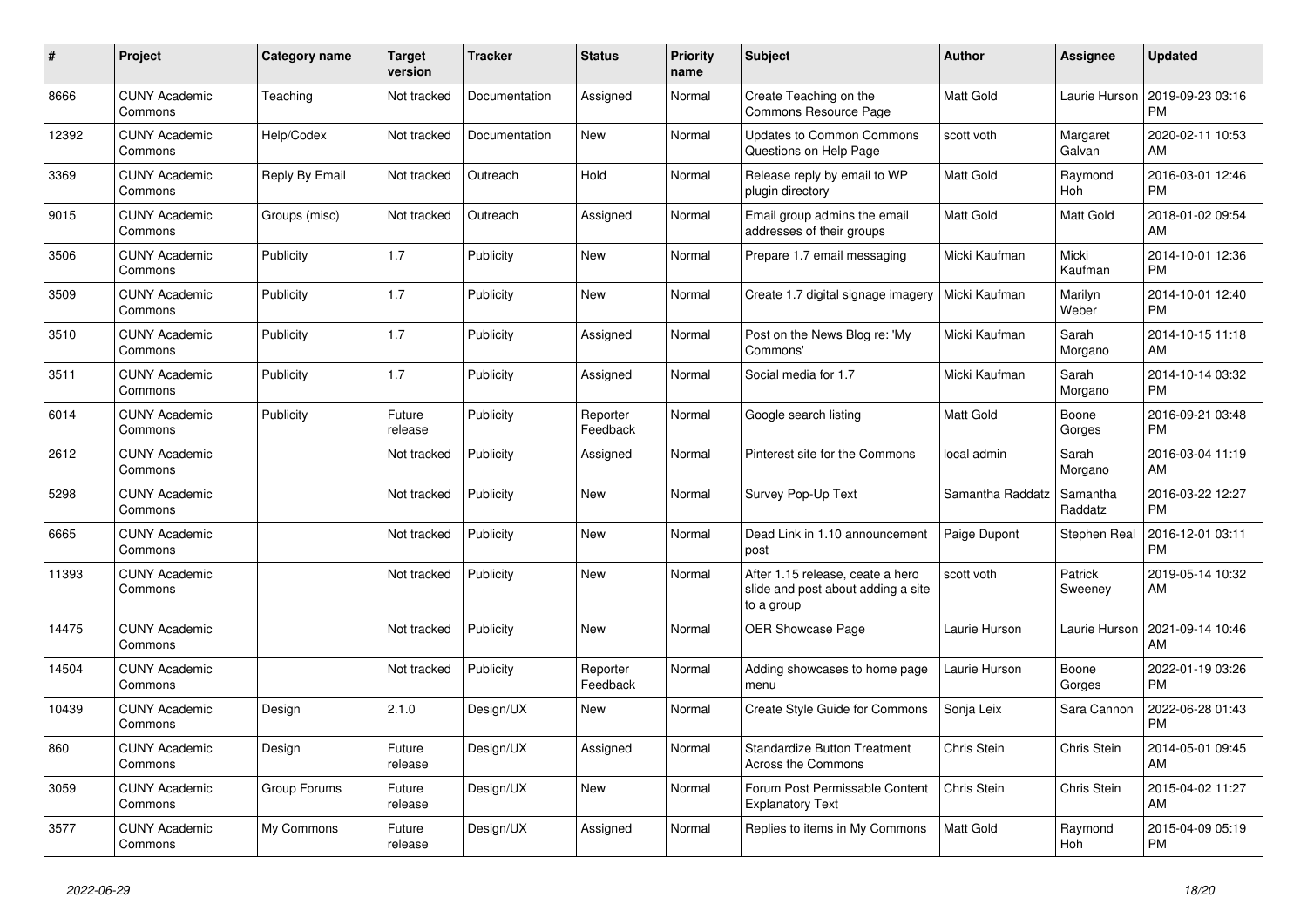| # | Project | Category name | Target version | Tracker | Status | Priority name | Subject | Author | Assignee | Updated |
|---|---|---|---|---|---|---|---|---|---|---|
| 8666 | CUNY Academic Commons | Teaching | Not tracked | Documentation | Assigned | Normal | Create Teaching on the Commons Resource Page | Matt Gold | Laurie Hurson | 2019-09-23 03:16 PM |
| 12392 | CUNY Academic Commons | Help/Codex | Not tracked | Documentation | New | Normal | Updates to Common Commons Questions on Help Page | scott voth | Margaret Galvan | 2020-02-11 10:53 AM |
| 3369 | CUNY Academic Commons | Reply By Email | Not tracked | Outreach | Hold | Normal | Release reply by email to WP plugin directory | Matt Gold | Raymond Hoh | 2016-03-01 12:46 PM |
| 9015 | CUNY Academic Commons | Groups (misc) | Not tracked | Outreach | Assigned | Normal | Email group admins the email addresses of their groups | Matt Gold | Matt Gold | 2018-01-02 09:54 AM |
| 3506 | CUNY Academic Commons | Publicity | 1.7 | Publicity | New | Normal | Prepare 1.7 email messaging | Micki Kaufman | Micki Kaufman | 2014-10-01 12:36 PM |
| 3509 | CUNY Academic Commons | Publicity | 1.7 | Publicity | New | Normal | Create 1.7 digital signage imagery | Micki Kaufman | Marilyn Weber | 2014-10-01 12:40 PM |
| 3510 | CUNY Academic Commons | Publicity | 1.7 | Publicity | Assigned | Normal | Post on the News Blog re: 'My Commons' | Micki Kaufman | Sarah Morgano | 2014-10-15 11:18 AM |
| 3511 | CUNY Academic Commons | Publicity | 1.7 | Publicity | Assigned | Normal | Social media for 1.7 | Micki Kaufman | Sarah Morgano | 2014-10-14 03:32 PM |
| 6014 | CUNY Academic Commons | Publicity | Future release | Publicity | Reporter Feedback | Normal | Google search listing | Matt Gold | Boone Gorges | 2016-09-21 03:48 PM |
| 2612 | CUNY Academic Commons | | Not tracked | Publicity | Assigned | Normal | Pinterest site for the Commons | local admin | Sarah Morgano | 2016-03-04 11:19 AM |
| 5298 | CUNY Academic Commons | | Not tracked | Publicity | New | Normal | Survey Pop-Up Text | Samantha Raddatz | Samantha Raddatz | 2016-03-22 12:27 PM |
| 6665 | CUNY Academic Commons | | Not tracked | Publicity | New | Normal | Dead Link in 1.10 announcement post | Paige Dupont | Stephen Real | 2016-12-01 03:11 PM |
| 11393 | CUNY Academic Commons | | Not tracked | Publicity | New | Normal | After 1.15 release, ceate a hero slide and post about adding a site to a group | scott voth | Patrick Sweeney | 2019-05-14 10:32 AM |
| 14475 | CUNY Academic Commons | | Not tracked | Publicity | New | Normal | OER Showcase Page | Laurie Hurson | Laurie Hurson | 2021-09-14 10:46 AM |
| 14504 | CUNY Academic Commons | | Not tracked | Publicity | Reporter Feedback | Normal | Adding showcases to home page menu | Laurie Hurson | Boone Gorges | 2022-01-19 03:26 PM |
| 10439 | CUNY Academic Commons | Design | 2.1.0 | Design/UX | New | Normal | Create Style Guide for Commons | Sonja Leix | Sara Cannon | 2022-06-28 01:43 PM |
| 860 | CUNY Academic Commons | Design | Future release | Design/UX | Assigned | Normal | Standardize Button Treatment Across the Commons | Chris Stein | Chris Stein | 2014-05-01 09:45 AM |
| 3059 | CUNY Academic Commons | Group Forums | Future release | Design/UX | New | Normal | Forum Post Permissable Content Explanatory Text | Chris Stein | Chris Stein | 2015-04-02 11:27 AM |
| 3577 | CUNY Academic Commons | My Commons | Future release | Design/UX | Assigned | Normal | Replies to items in My Commons | Matt Gold | Raymond Hoh | 2015-04-09 05:19 PM |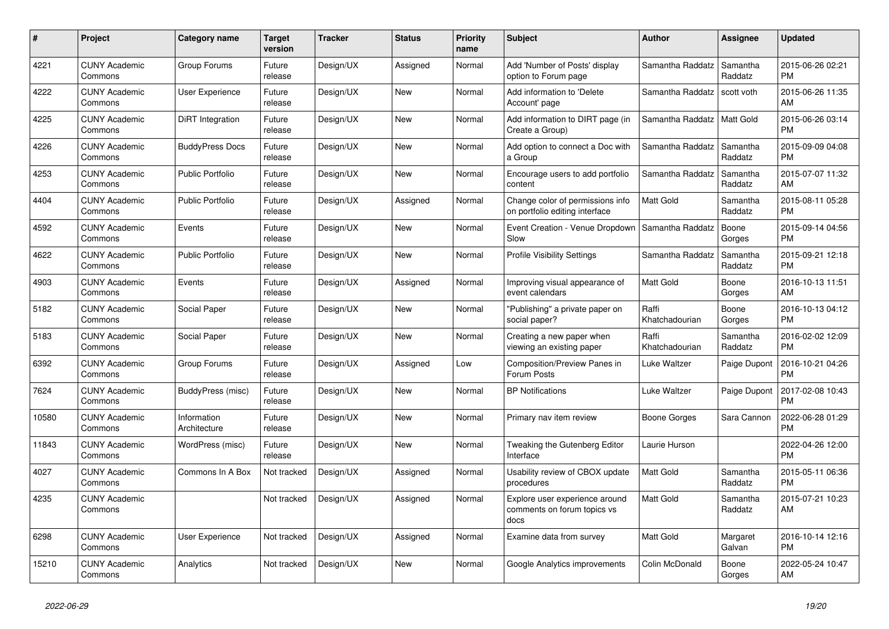| # | Project | Category name | Target version | Tracker | Status | Priority name | Subject | Author | Assignee | Updated |
|---|---|---|---|---|---|---|---|---|---|---|
| 4221 | CUNY Academic Commons | Group Forums | Future release | Design/UX | Assigned | Normal | Add 'Number of Posts' display option to Forum page | Samantha Raddatz | Samantha Raddatz | 2015-06-26 02:21 PM |
| 4222 | CUNY Academic Commons | User Experience | Future release | Design/UX | New | Normal | Add information to 'Delete Account' page | Samantha Raddatz | scott voth | 2015-06-26 11:35 AM |
| 4225 | CUNY Academic Commons | DiRT Integration | Future release | Design/UX | New | Normal | Add information to DIRT page (in Create a Group) | Samantha Raddatz | Matt Gold | 2015-06-26 03:14 PM |
| 4226 | CUNY Academic Commons | BuddyPress Docs | Future release | Design/UX | New | Normal | Add option to connect a Doc with a Group | Samantha Raddatz | Samantha Raddatz | 2015-09-09 04:08 PM |
| 4253 | CUNY Academic Commons | Public Portfolio | Future release | Design/UX | New | Normal | Encourage users to add portfolio content | Samantha Raddatz | Samantha Raddatz | 2015-07-07 11:32 AM |
| 4404 | CUNY Academic Commons | Public Portfolio | Future release | Design/UX | Assigned | Normal | Change color of permissions info on portfolio editing interface | Matt Gold | Samantha Raddatz | 2015-08-11 05:28 PM |
| 4592 | CUNY Academic Commons | Events | Future release | Design/UX | New | Normal | Event Creation - Venue Dropdown Slow | Samantha Raddatz | Boone Gorges | 2015-09-14 04:56 PM |
| 4622 | CUNY Academic Commons | Public Portfolio | Future release | Design/UX | New | Normal | Profile Visibility Settings | Samantha Raddatz | Samantha Raddatz | 2015-09-21 12:18 PM |
| 4903 | CUNY Academic Commons | Events | Future release | Design/UX | Assigned | Normal | Improving visual appearance of event calendars | Matt Gold | Boone Gorges | 2016-10-13 11:51 AM |
| 5182 | CUNY Academic Commons | Social Paper | Future release | Design/UX | New | Normal | "Publishing" a private paper on social paper? | Raffi Khatchadourian | Boone Gorges | 2016-10-13 04:12 PM |
| 5183 | CUNY Academic Commons | Social Paper | Future release | Design/UX | New | Normal | Creating a new paper when viewing an existing paper | Raffi Khatchadourian | Samantha Raddatz | 2016-02-02 12:09 PM |
| 6392 | CUNY Academic Commons | Group Forums | Future release | Design/UX | Assigned | Low | Composition/Preview Panes in Forum Posts | Luke Waltzer | Paige Dupont | 2016-10-21 04:26 PM |
| 7624 | CUNY Academic Commons | BuddyPress (misc) | Future release | Design/UX | New | Normal | BP Notifications | Luke Waltzer | Paige Dupont | 2017-02-08 10:43 PM |
| 10580 | CUNY Academic Commons | Information Architecture | Future release | Design/UX | New | Normal | Primary nav item review | Boone Gorges | Sara Cannon | 2022-06-28 01:29 PM |
| 11843 | CUNY Academic Commons | WordPress (misc) | Future release | Design/UX | New | Normal | Tweaking the Gutenberg Editor Interface | Laurie Hurson | | 2022-04-26 12:00 PM |
| 4027 | CUNY Academic Commons | Commons In A Box | Not tracked | Design/UX | Assigned | Normal | Usability review of CBOX update procedures | Matt Gold | Samantha Raddatz | 2015-05-11 06:36 PM |
| 4235 | CUNY Academic Commons | | Not tracked | Design/UX | Assigned | Normal | Explore user experience around comments on forum topics vs docs | Matt Gold | Samantha Raddatz | 2015-07-21 10:23 AM |
| 6298 | CUNY Academic Commons | User Experience | Not tracked | Design/UX | Assigned | Normal | Examine data from survey | Matt Gold | Margaret Galvan | 2016-10-14 12:16 PM |
| 15210 | CUNY Academic Commons | Analytics | Not tracked | Design/UX | New | Normal | Google Analytics improvements | Colin McDonald | Boone Gorges | 2022-05-24 10:47 AM |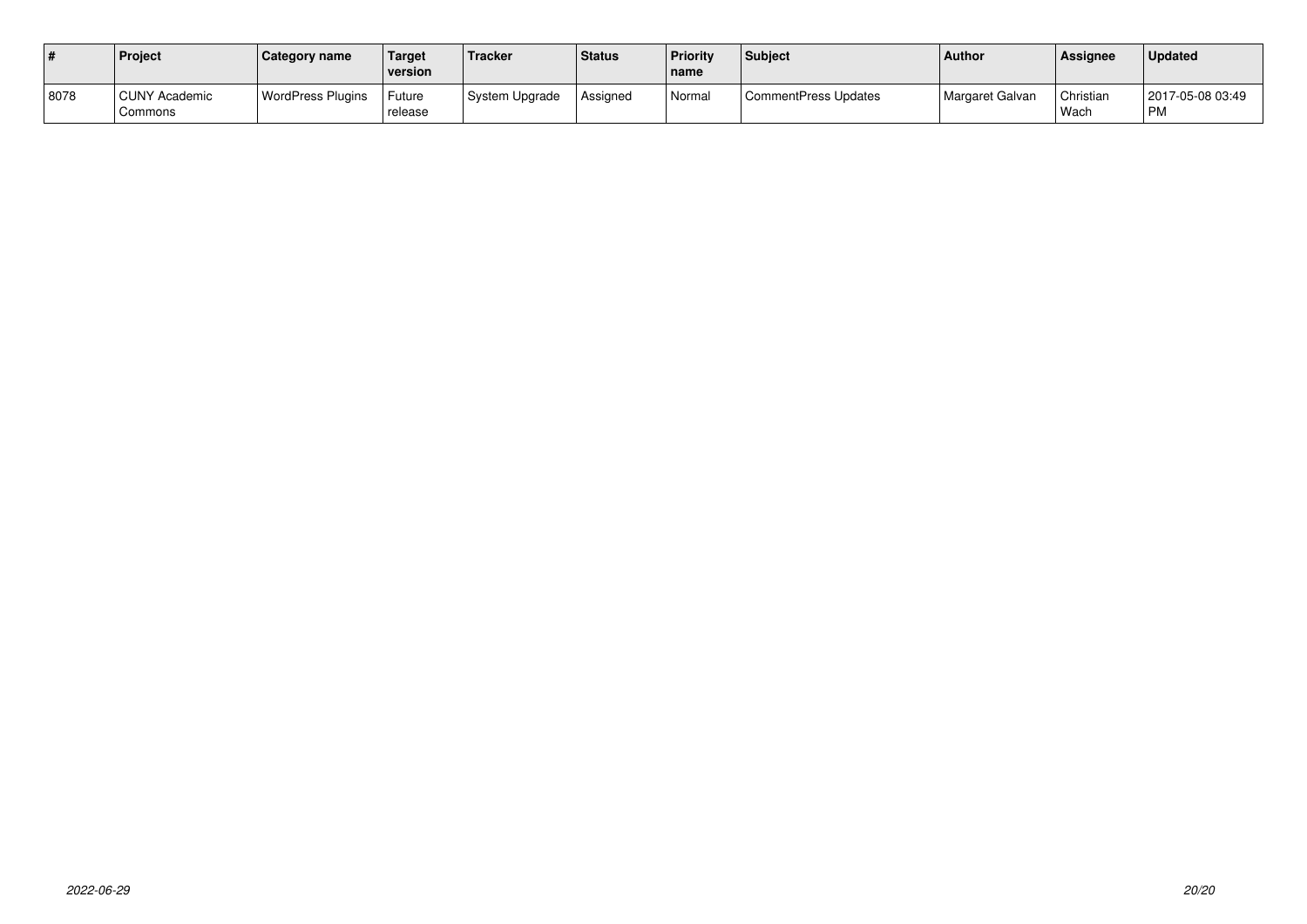| # | Project | Category name | Target version | Tracker | Status | Priority name | Subject | Author | Assignee | Updated |
|---|---|---|---|---|---|---|---|---|---|---|
| 8078 | CUNY Academic Commons | WordPress Plugins | Future release | System Upgrade | Assigned | Normal | CommentPress Updates | Margaret Galvan | Christian Wach | 2017-05-08 03:49 PM |